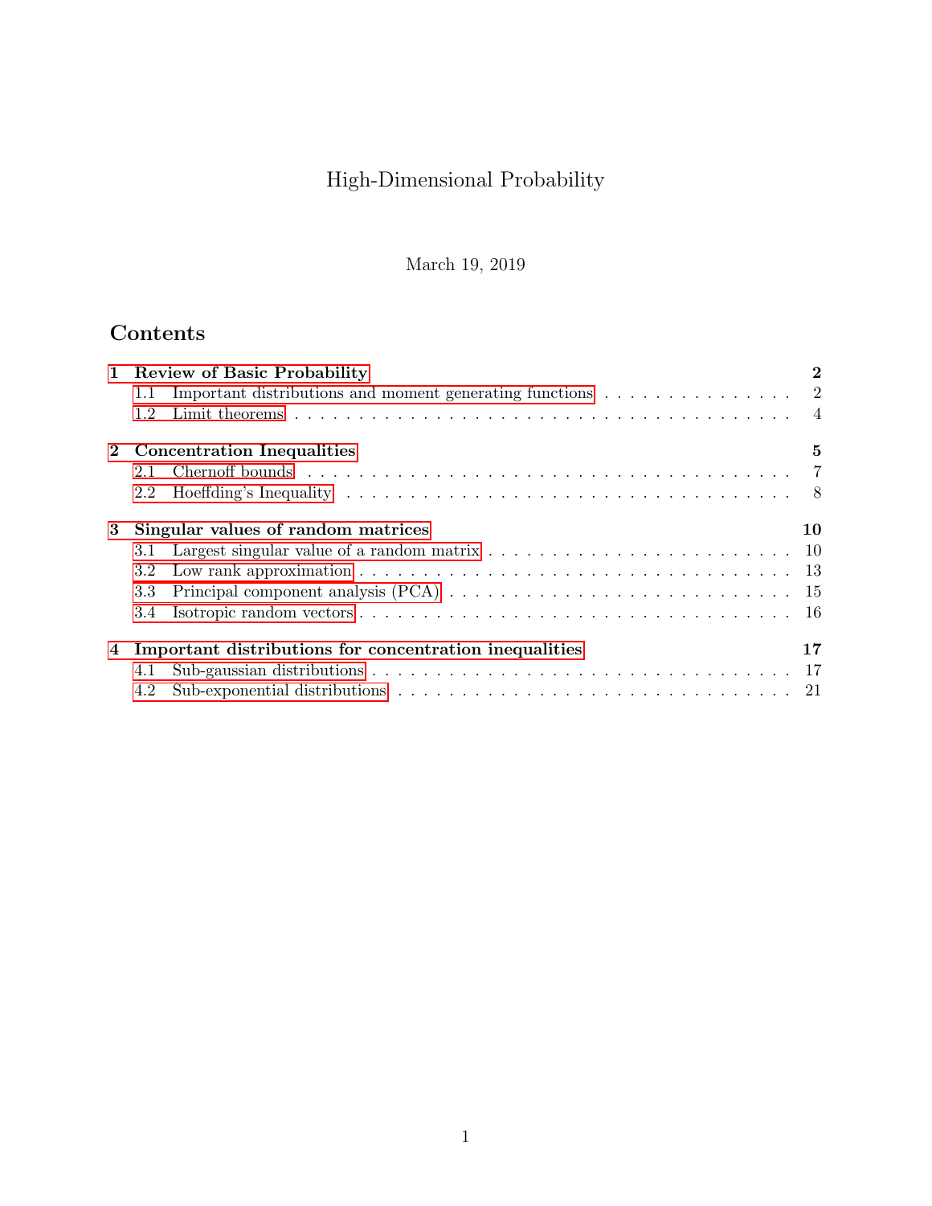# High-Dimensional Probability

March 19, 2019

## Contents

**1 Review of Basic Probability** — **2**
- 1.1 Important distributions and moment generating functions — 2
- 1.2 Limit theorems — 4

**2 Concentration Inequalities** — **5**
- 2.1 Chernoff bounds — 7
- 2.2 Hoeffding's Inequality — 8

**3 Singular values of random matrices** — **10**
- 3.1 Largest singular value of a random matrix — 10
- 3.2 Low rank approximation — 13
- 3.3 Principal component analysis (PCA) — 15
- 3.4 Isotropic random vectors — 16

**4 Important distributions for concentration inequalities** — **17**
- 4.1 Sub-gaussian distributions — 17
- 4.2 Sub-exponential distributions — 21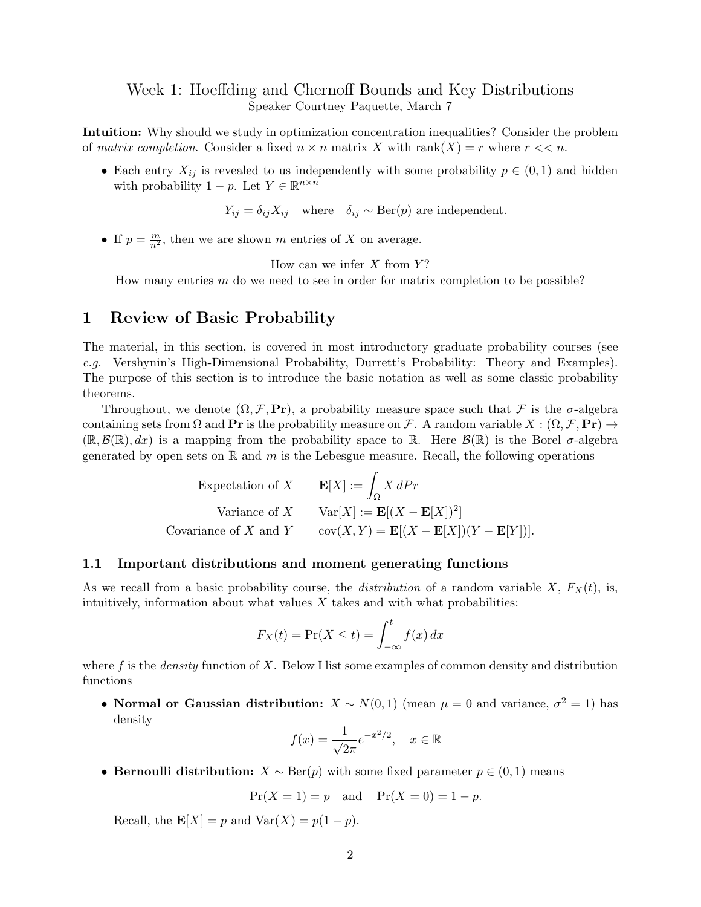# Week 1: Hoeffding and Chernoff Bounds and Key Distributions

Speaker Courtney Paquette, March 7

**Intuition:** Why should we study in optimization concentration inequalities? Consider the problem of *matrix completion*. Consider a fixed $n \times n$ matrix $X$ with $\text{rank}(X) = r$ where $r << n$.

- Each entry $X_{ij}$ is revealed to us independently with some probability $p \in (0, 1)$ and hidden with probability $1 - p$. Let $Y \in \mathbb{R}^{n \times n}$

$$Y_{ij} = \delta_{ij} X_{ij} \quad \text{where} \quad \delta_{ij} \sim \text{Ber}(p) \text{ are independent.}$$

- If $p = \frac{m}{n^2}$, then we are shown $m$ entries of $X$ on average.

How can we infer $X$ from $Y$?

How many entries $m$ do we need to see in order for matrix completion to be possible?

## 1 Review of Basic Probability

The material, in this section, is covered in most introductory graduate probability courses (see *e.g.* Vershynin's High-Dimensional Probability, Durrett's Probability: Theory and Examples). The purpose of this section is to introduce the basic notation as well as some classic probability theorems.

Throughout, we denote $(\Omega, \mathcal{F}, \mathbf{Pr})$, a probability measure space such that $\mathcal{F}$ is the $\sigma$-algebra containing sets from $\Omega$ and $\mathbf{Pr}$ is the probability measure on $\mathcal{F}$. A random variable $X : (\Omega, \mathcal{F}, \mathbf{Pr}) \to (\mathbb{R}, \mathcal{B}(\mathbb{R}), dx)$ is a mapping from the probability space to $\mathbb{R}$. Here $\mathcal{B}(\mathbb{R})$ is the Borel $\sigma$-algebra generated by open sets on $\mathbb{R}$ and $m$ is the Lebesgue measure. Recall, the following operations

$$\begin{aligned}
\text{Expectation of } X \qquad & \mathbf{E}[X] := \int_\Omega X \, dPr \\
\text{Variance of } X \qquad & \text{Var}[X] := \mathbf{E}[(X - \mathbf{E}[X])^2] \\
\text{Covariance of } X \text{ and } Y \qquad & \text{cov}(X, Y) = \mathbf{E}[(X - \mathbf{E}[X])(Y - \mathbf{E}[Y])].
\end{aligned}$$

### 1.1 Important distributions and moment generating functions

As we recall from a basic probability course, the *distribution* of a random variable $X$, $F_X(t)$, is, intuitively, information about what values $X$ takes and with what probabilities:

$$F_X(t) = \Pr(X \le t) = \int_{-\infty}^{t} f(x) \, dx$$

where $f$ is the *density* function of $X$. Below I list some examples of common density and distribution functions

- **Normal or Gaussian distribution:** $X \sim N(0, 1)$ (mean $\mu = 0$ and variance, $\sigma^2 = 1$) has density

$$f(x) = \frac{1}{\sqrt{2\pi}} e^{-x^2/2}, \quad x \in \mathbb{R}$$

- **Bernoulli distribution:** $X \sim \text{Ber}(p)$ with some fixed parameter $p \in (0, 1)$ means

$$\Pr(X = 1) = p \quad \text{and} \quad \Pr(X = 0) = 1 - p.$$

  Recall, the $\mathbf{E}[X] = p$ and $\text{Var}(X) = p(1 - p)$.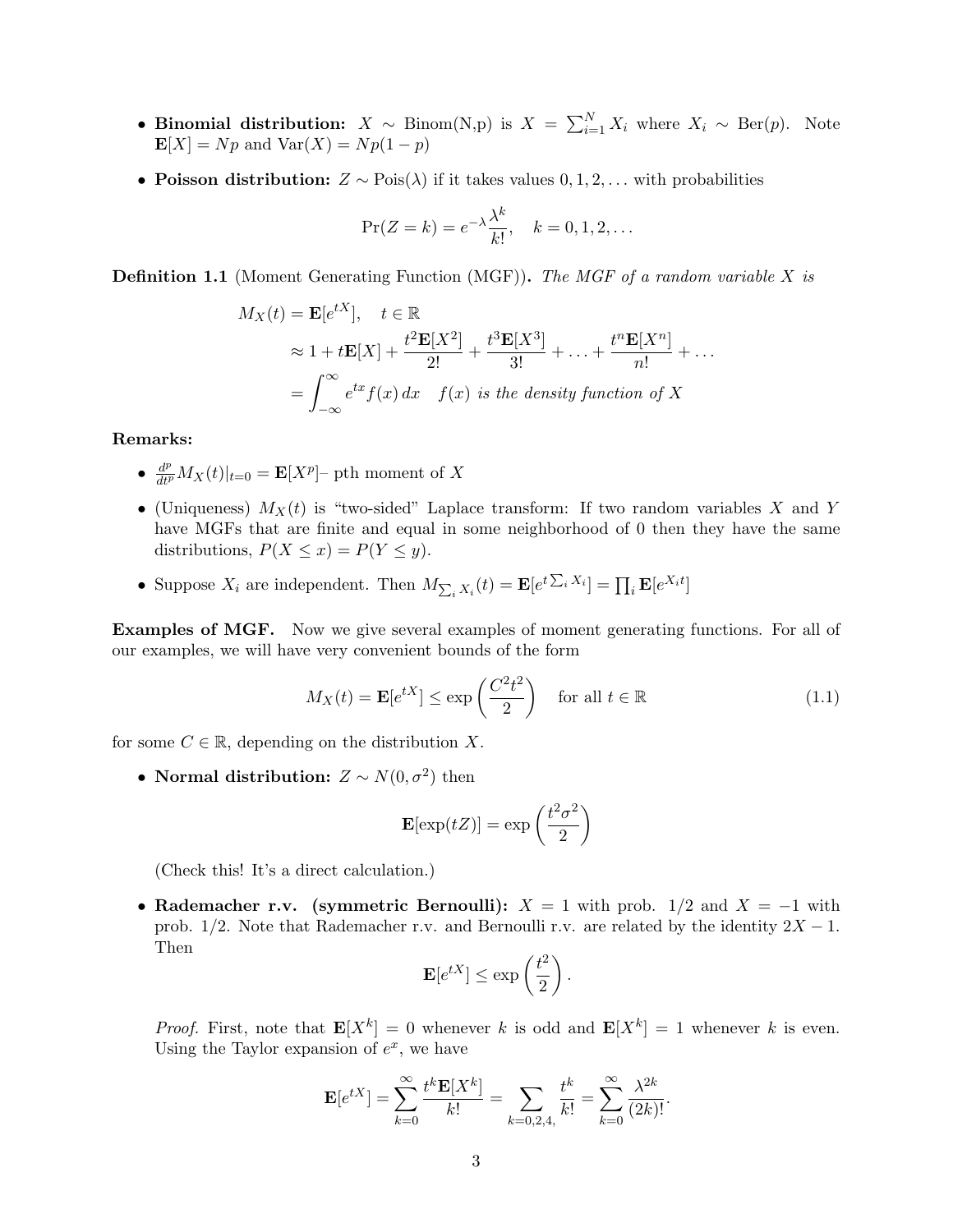- **Binomial distribution:** $X \sim \text{Binom(N,p)}$ is $X = \sum_{i=1}^{N} X_i$ where $X_i \sim \text{Ber}(p)$. Note $\mathbf{E}[X] = Np$ and $\text{Var}(X) = Np(1-p)$

- **Poisson distribution:** $Z \sim \text{Pois}(\lambda)$ if it takes values $0, 1, 2, \ldots$ with probabilities

$$\Pr(Z = k) = e^{-\lambda}\frac{\lambda^k}{k!}, \quad k = 0, 1, 2, \ldots$$

**Definition 1.1** (Moment Generating Function (MGF)). *The MGF of a random variable $X$ is*

$$\begin{aligned} M_X(t) &= \mathbf{E}[e^{tX}], \quad t \in \mathbb{R} \\ &\approx 1 + t\mathbf{E}[X] + \frac{t^2\mathbf{E}[X^2]}{2!} + \frac{t^3\mathbf{E}[X^3]}{3!} + \ldots + \frac{t^n\mathbf{E}[X^n]}{n!} + \ldots \\ &= \int_{-\infty}^{\infty} e^{tx} f(x)\, dx \quad f(x) \textit{ is the density function of } X \end{aligned}$$

**Remarks:**

- $\frac{d^p}{dt^p} M_X(t)|_{t=0} = \mathbf{E}[X^p]$– pth moment of $X$
- (Uniqueness) $M_X(t)$ is "two-sided" Laplace transform: If two random variables $X$ and $Y$ have MGFs that are finite and equal in some neighborhood of 0 then they have the same distributions, $P(X \leq x) = P(Y \leq y)$.
- Suppose $X_i$ are independent. Then $M_{\sum_i X_i}(t) = \mathbf{E}[e^{t\sum_i X_i}] = \prod_i \mathbf{E}[e^{X_i t}]$

**Examples of MGF.** Now we give several examples of moment generating functions. For all of our examples, we will have very convenient bounds of the form

$$M_X(t) = \mathbf{E}[e^{tX}] \leq \exp\left(\frac{C^2 t^2}{2}\right) \quad \text{for all } t \in \mathbb{R} \tag{1.1}$$

for some $C \in \mathbb{R}$, depending on the distribution $X$.

- **Normal distribution:** $Z \sim N(0, \sigma^2)$ then

$$\mathbf{E}[\exp(tZ)] = \exp\left(\frac{t^2\sigma^2}{2}\right)$$

(Check this! It's a direct calculation.)

- **Rademacher r.v. (symmetric Bernoulli):** $X = 1$ with prob. $1/2$ and $X = -1$ with prob. $1/2$. Note that Rademacher r.v. and Bernoulli r.v. are related by the identity $2X - 1$. Then

$$\mathbf{E}[e^{tX}] \leq \exp\left(\frac{t^2}{2}\right).$$

*Proof.* First, note that $\mathbf{E}[X^k] = 0$ whenever $k$ is odd and $\mathbf{E}[X^k] = 1$ whenever $k$ is even. Using the Taylor expansion of $e^x$, we have

$$\mathbf{E}[e^{tX}] = \sum_{k=0}^{\infty} \frac{t^k \mathbf{E}[X^k]}{k!} = \sum_{k=0,2,4,} \frac{t^k}{k!} = \sum_{k=0}^{\infty} \frac{\lambda^{2k}}{(2k)!}.$$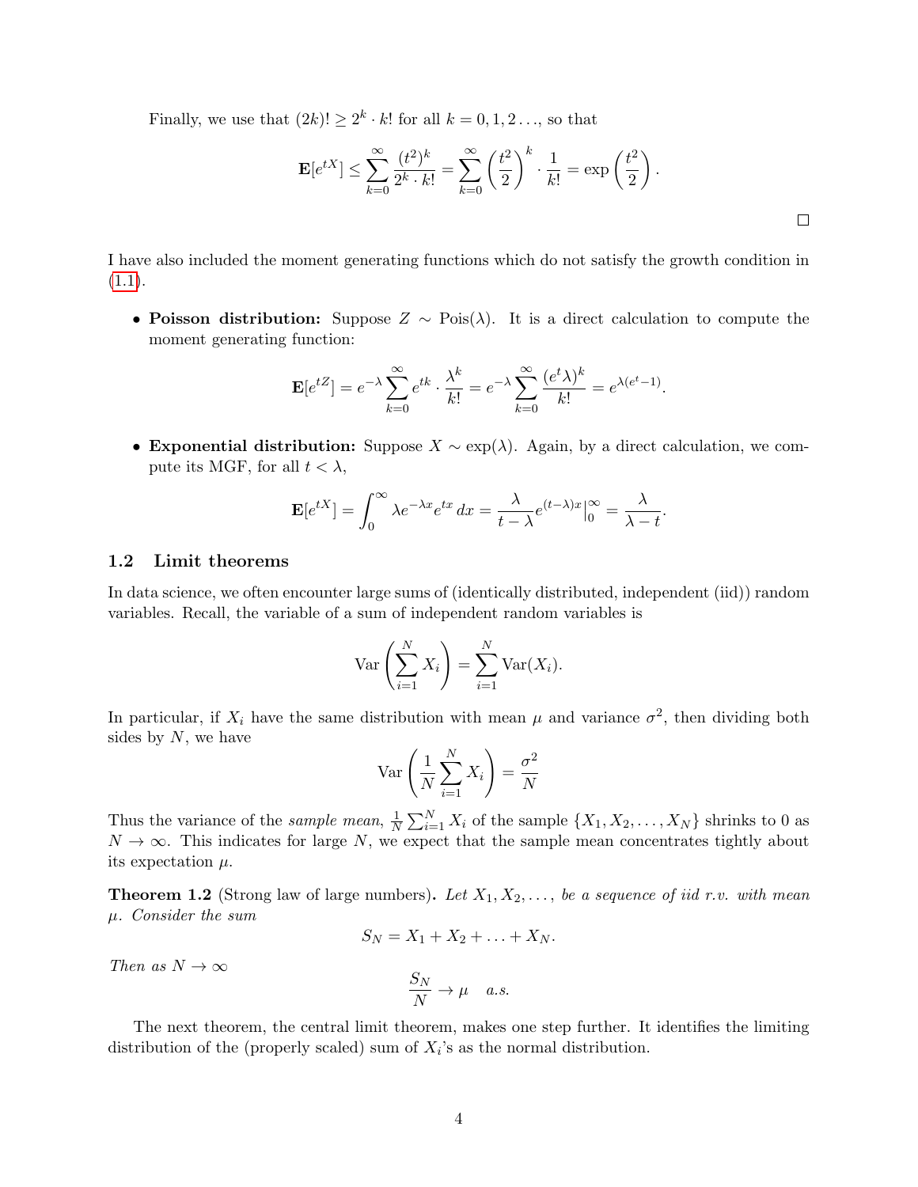Finally, we use that $(2k)! \geq 2^k \cdot k!$ for all $k = 0, 1, 2 \ldots$, so that

$$\mathbf{E}[e^{tX}] \leq \sum_{k=0}^{\infty} \frac{(t^2)^k}{2^k \cdot k!} = \sum_{k=0}^{\infty} \left(\frac{t^2}{2}\right)^k \cdot \frac{1}{k!} = \exp\left(\frac{t^2}{2}\right).$$

□

I have also included the moment generating functions which do not satisfy the growth condition in (1.1).

- **Poisson distribution:** Suppose $Z \sim \text{Pois}(\lambda)$. It is a direct calculation to compute the moment generating function:

$$\mathbf{E}[e^{tZ}] = e^{-\lambda} \sum_{k=0}^{\infty} e^{tk} \cdot \frac{\lambda^k}{k!} = e^{-\lambda} \sum_{k=0}^{\infty} \frac{(e^t \lambda)^k}{k!} = e^{\lambda(e^t - 1)}.$$

- **Exponential distribution:** Suppose $X \sim \exp(\lambda)$. Again, by a direct calculation, we compute its MGF, for all $t < \lambda$,

$$\mathbf{E}[e^{tX}] = \int_0^{\infty} \lambda e^{-\lambda x} e^{tx} \, dx = \frac{\lambda}{t - \lambda} e^{(t-\lambda)x} \Big|_0^{\infty} = \frac{\lambda}{\lambda - t}.$$

## 1.2 Limit theorems

In data science, we often encounter large sums of (identically distributed, independent (iid)) random variables. Recall, the variable of a sum of independent random variables is

$$\text{Var}\left(\sum_{i=1}^{N} X_i\right) = \sum_{i=1}^{N} \text{Var}(X_i).$$

In particular, if $X_i$ have the same distribution with mean $\mu$ and variance $\sigma^2$, then dividing both sides by $N$, we have

$$\text{Var}\left(\frac{1}{N}\sum_{i=1}^{N} X_i\right) = \frac{\sigma^2}{N}$$

Thus the variance of the *sample mean*, $\frac{1}{N}\sum_{i=1}^{N} X_i$ of the sample $\{X_1, X_2, \ldots, X_N\}$ shrinks to 0 as $N \to \infty$. This indicates for large $N$, we expect that the sample mean concentrates tightly about its expectation $\mu$.

**Theorem 1.2** (Strong law of large numbers)**.** *Let $X_1, X_2, \ldots,$ be a sequence of iid r.v. with mean $\mu$. Consider the sum*

$$S_N = X_1 + X_2 + \ldots + X_N.$$

*Then as $N \to \infty$*

$$\frac{S_N}{N} \to \mu \quad a.s.$$

The next theorem, the central limit theorem, makes one step further. It identifies the limiting distribution of the (properly scaled) sum of $X_i$'s as the normal distribution.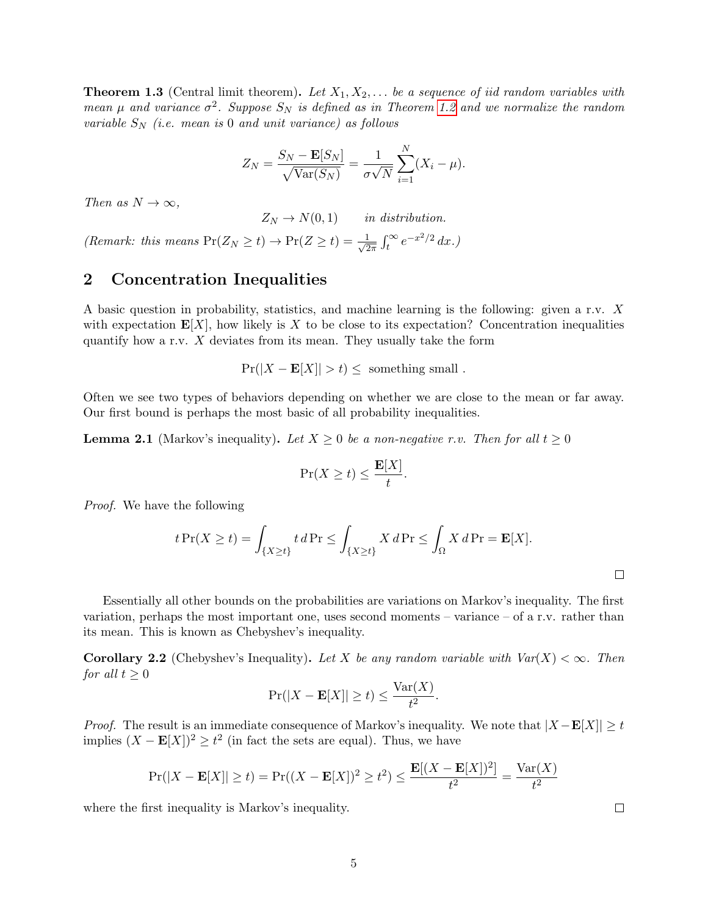**Theorem 1.3** (Central limit theorem)**.** *Let $X_1, X_2, \ldots$ be a sequence of iid random variables with mean $\mu$ and variance $\sigma^2$. Suppose $S_N$ is defined as in Theorem 1.2 and we normalize the random variable $S_N$ (i.e. mean is 0 and unit variance) as follows*

$$Z_N = \frac{S_N - \mathbf{E}[S_N]}{\sqrt{\mathrm{Var}(S_N)}} = \frac{1}{\sigma\sqrt{N}} \sum_{i=1}^{N} (X_i - \mu).$$

*Then as $N \to \infty$,*

$$Z_N \to N(0,1) \qquad \text{in distribution.}$$

*(Remark: this means $\Pr(Z_N \geq t) \to \Pr(Z \geq t) = \frac{1}{\sqrt{2\pi}} \int_t^\infty e^{-x^2/2}\, dx$.)*

## 2 Concentration Inequalities

A basic question in probability, statistics, and machine learning is the following: given a r.v. $X$ with expectation $\mathbf{E}[X]$, how likely is $X$ to be close to its expectation? Concentration inequalities quantify how a r.v. $X$ deviates from its mean. They usually take the form

$$\Pr(|X - \mathbf{E}[X]| > t) \leq \text{ something small }.$$

Often we see two types of behaviors depending on whether we are close to the mean or far away. Our first bound is perhaps the most basic of all probability inequalities.

**Lemma 2.1** (Markov's inequality)**.** *Let $X \geq 0$ be a non-negative r.v. Then for all $t \geq 0$*

$$\Pr(X \geq t) \leq \frac{\mathbf{E}[X]}{t}.$$

*Proof.* We have the following

$$t \Pr(X \geq t) = \int_{\{X \geq t\}} t \, d\Pr \leq \int_{\{X \geq t\}} X \, d\Pr \leq \int_\Omega X \, d\Pr = \mathbf{E}[X].$$

□

Essentially all other bounds on the probabilities are variations on Markov's inequality. The first variation, perhaps the most important one, uses second moments – variance – of a r.v. rather than its mean. This is known as Chebyshev's inequality.

**Corollary 2.2** (Chebyshev's Inequality)**.** *Let $X$ be any random variable with $Var(X) < \infty$. Then for all $t \geq 0$*

$$\Pr(|X - \mathbf{E}[X]| \geq t) \leq \frac{\mathrm{Var}(X)}{t^2}.$$

*Proof.* The result is an immediate consequence of Markov's inequality. We note that $|X - \mathbf{E}[X]| \geq t$ implies $(X - \mathbf{E}[X])^2 \geq t^2$ (in fact the sets are equal). Thus, we have

$$\Pr(|X - \mathbf{E}[X]| \geq t) = \Pr((X - \mathbf{E}[X])^2 \geq t^2) \leq \frac{\mathbf{E}[(X - \mathbf{E}[X])^2]}{t^2} = \frac{\mathrm{Var}(X)}{t^2}$$

where the first inequality is Markov's inequality. □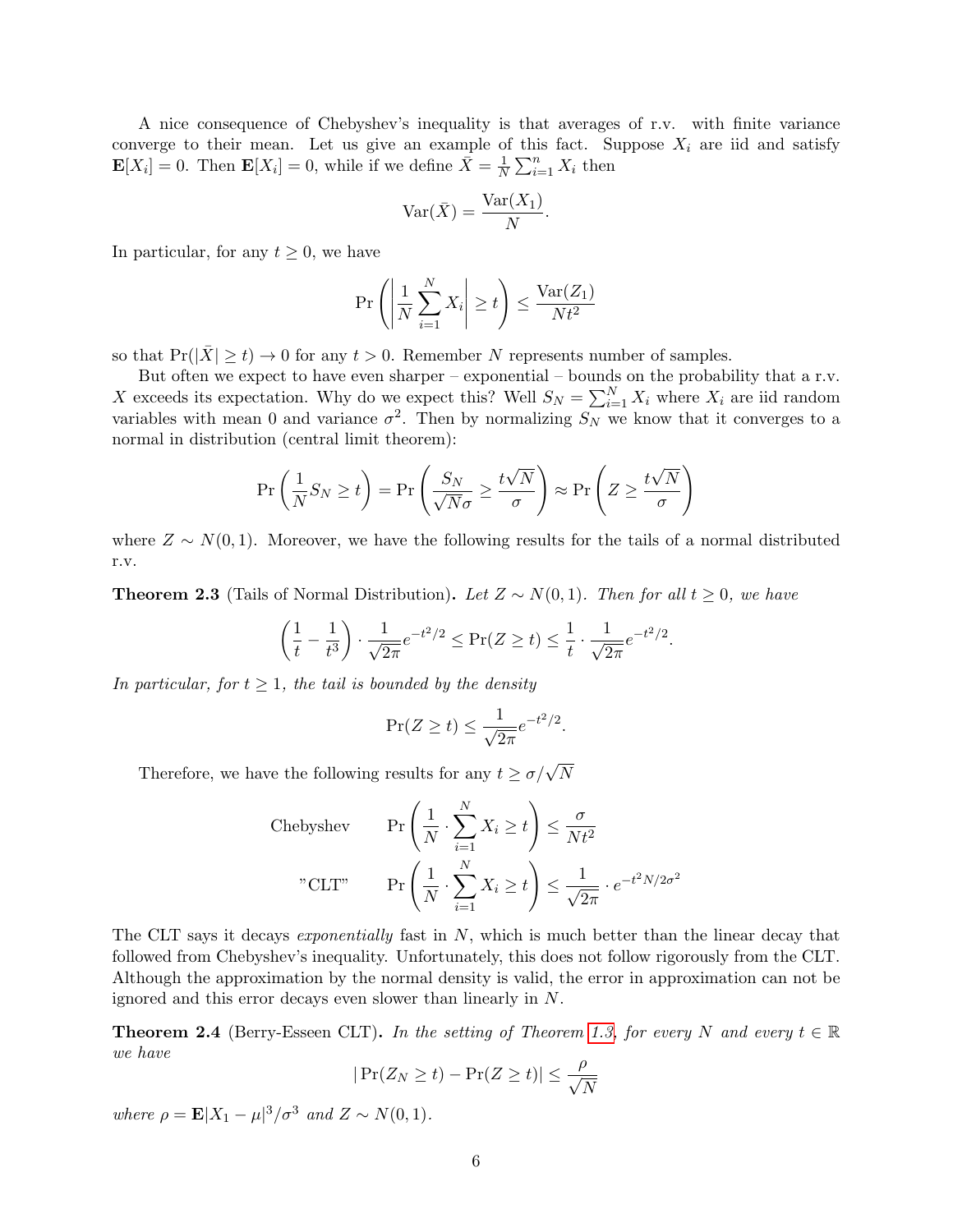A nice consequence of Chebyshev's inequality is that averages of r.v. with finite variance converge to their mean. Let us give an example of this fact. Suppose $X_i$ are iid and satisfy $\mathbf{E}[X_i] = 0$. Then $\mathbf{E}[X_i] = 0$, while if we define $\bar{X} = \frac{1}{N}\sum_{i=1}^{n} X_i$ then

$$\mathrm{Var}(\bar{X}) = \frac{\mathrm{Var}(X_1)}{N}.$$

In particular, for any $t \geq 0$, we have

$$\Pr\left(\left|\frac{1}{N}\sum_{i=1}^{N} X_i\right| \geq t\right) \leq \frac{\mathrm{Var}(Z_1)}{Nt^2}$$

so that $\Pr(|\bar{X}| \geq t) \to 0$ for any $t > 0$. Remember $N$ represents number of samples.

But often we expect to have even sharper – exponential – bounds on the probability that a r.v. $X$ exceeds its expectation. Why do we expect this? Well $S_N = \sum_{i=1}^{N} X_i$ where $X_i$ are iid random variables with mean 0 and variance $\sigma^2$. Then by normalizing $S_N$ we know that it converges to a normal in distribution (central limit theorem):

$$\Pr\left(\frac{1}{N}S_N \geq t\right) = \Pr\left(\frac{S_N}{\sqrt{N}\sigma} \geq \frac{t\sqrt{N}}{\sigma}\right) \approx \Pr\left(Z \geq \frac{t\sqrt{N}}{\sigma}\right)$$

where $Z \sim N(0, 1)$. Moreover, we have the following results for the tails of a normal distributed r.v.

**Theorem 2.3** (Tails of Normal Distribution). *Let $Z \sim N(0, 1)$. Then for all $t \geq 0$, we have*

$$\left(\frac{1}{t} - \frac{1}{t^3}\right) \cdot \frac{1}{\sqrt{2\pi}} e^{-t^2/2} \leq \Pr(Z \geq t) \leq \frac{1}{t} \cdot \frac{1}{\sqrt{2\pi}} e^{-t^2/2}.$$

*In particular, for $t \geq 1$, the tail is bounded by the density*

$$\Pr(Z \geq t) \leq \frac{1}{\sqrt{2\pi}} e^{-t^2/2}.$$

Therefore, we have the following results for any $t \geq \sigma/\sqrt{N}$

$$\text{Chebyshev} \qquad \Pr\left(\frac{1}{N} \cdot \sum_{i=1}^{N} X_i \geq t\right) \leq \frac{\sigma}{Nt^2}$$

$$\text{"CLT"} \qquad \Pr\left(\frac{1}{N} \cdot \sum_{i=1}^{N} X_i \geq t\right) \leq \frac{1}{\sqrt{2\pi}} \cdot e^{-t^2 N/2\sigma^2}$$

The CLT says it decays *exponentially* fast in $N$, which is much better than the linear decay that followed from Chebyshev's inequality. Unfortunately, this does not follow rigorously from the CLT. Although the approximation by the normal density is valid, the error in approximation can not be ignored and this error decays even slower than linearly in $N$.

**Theorem 2.4** (Berry-Esseen CLT). *In the setting of Theorem 1.3, for every $N$ and every $t \in \mathbb{R}$ we have*

$$|\Pr(Z_N \geq t) - \Pr(Z \geq t)| \leq \frac{\rho}{\sqrt{N}}$$

*where $\rho = \mathbf{E}|X_1 - \mu|^3/\sigma^3$ and $Z \sim N(0, 1)$.*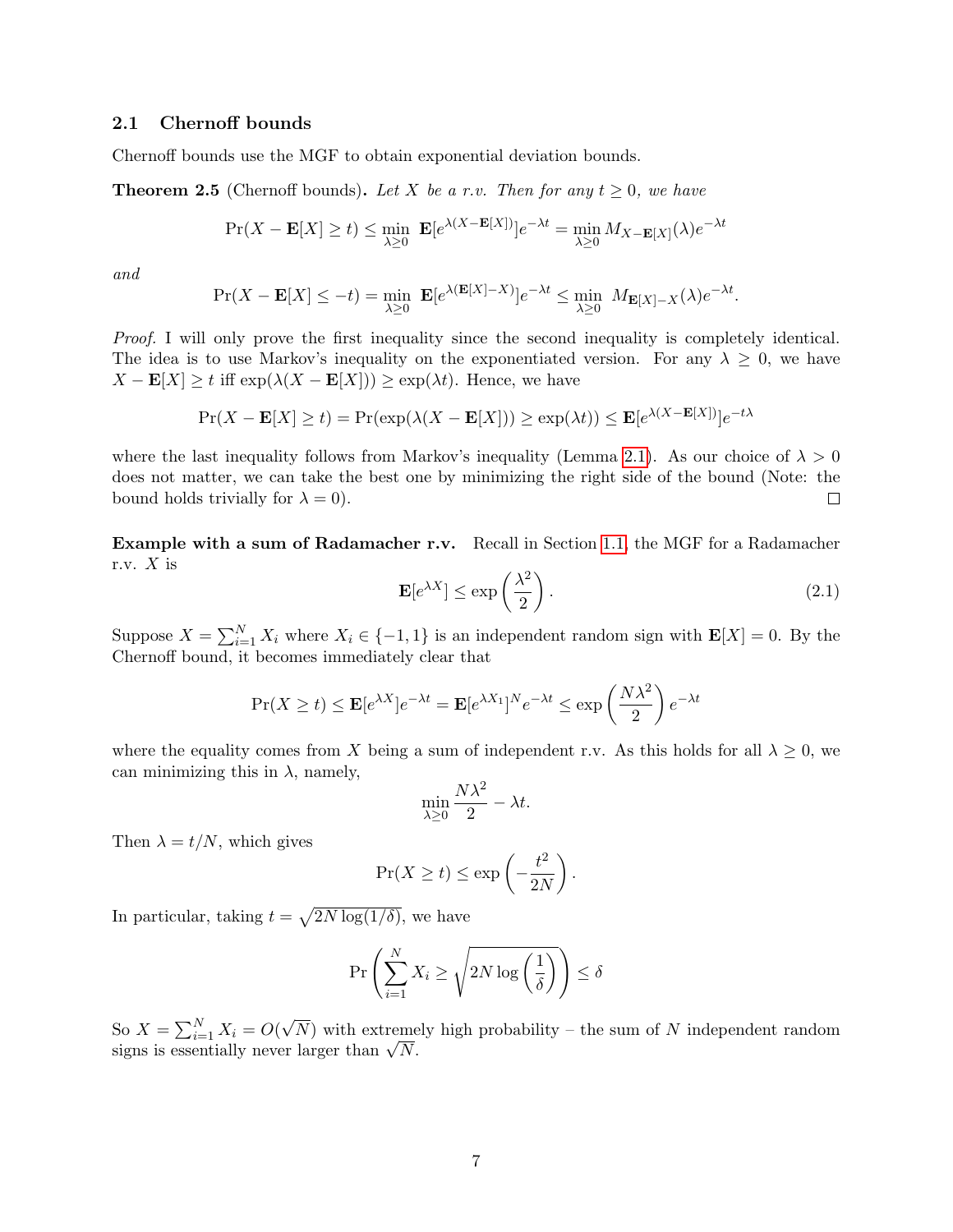### 2.1 Chernoff bounds

Chernoff bounds use the MGF to obtain exponential deviation bounds.

**Theorem 2.5** (Chernoff bounds)**.** *Let $X$ be a r.v. Then for any $t \geq 0$, we have*

$$\Pr(X - \mathbf{E}[X] \geq t) \leq \min_{\lambda \geq 0} \mathbf{E}[e^{\lambda(X - \mathbf{E}[X])}]e^{-\lambda t} = \min_{\lambda \geq 0} M_{X - \mathbf{E}[X]}(\lambda)e^{-\lambda t}$$

*and*

$$\Pr(X - \mathbf{E}[X] \leq -t) = \min_{\lambda \geq 0} \mathbf{E}[e^{\lambda(\mathbf{E}[X] - X)}]e^{-\lambda t} \leq \min_{\lambda \geq 0} M_{\mathbf{E}[X] - X}(\lambda)e^{-\lambda t}.$$

*Proof.* I will only prove the first inequality since the second inequality is completely identical. The idea is to use Markov's inequality on the exponentiated version. For any $\lambda \geq 0$, we have $X - \mathbf{E}[X] \geq t$ iff $\exp(\lambda(X - \mathbf{E}[X])) \geq \exp(\lambda t)$. Hence, we have

$$\Pr(X - \mathbf{E}[X] \geq t) = \Pr(\exp(\lambda(X - \mathbf{E}[X])) \geq \exp(\lambda t)) \leq \mathbf{E}[e^{\lambda(X - \mathbf{E}[X])}]e^{-t\lambda}$$

where the last inequality follows from Markov's inequality (Lemma 2.1). As our choice of $\lambda > 0$ does not matter, we can take the best one by minimizing the right side of the bound (Note: the bound holds trivially for $\lambda = 0$). ☐

**Example with a sum of Radamacher r.v.** Recall in Section 1.1, the MGF for a Radamacher r.v. $X$ is

$$\mathbf{E}[e^{\lambda X}] \leq \exp\left(\frac{\lambda^2}{2}\right). \tag{2.1}$$

Suppose $X = \sum_{i=1}^{N} X_i$ where $X_i \in \{-1, 1\}$ is an independent random sign with $\mathbf{E}[X] = 0$. By the Chernoff bound, it becomes immediately clear that

$$\Pr(X \geq t) \leq \mathbf{E}[e^{\lambda X}]e^{-\lambda t} = \mathbf{E}[e^{\lambda X_1}]^N e^{-\lambda t} \leq \exp\left(\frac{N\lambda^2}{2}\right)e^{-\lambda t}$$

where the equality comes from $X$ being a sum of independent r.v. As this holds for all $\lambda \geq 0$, we can minimizing this in $\lambda$, namely,

$$\min_{\lambda \geq 0} \frac{N\lambda^2}{2} - \lambda t.$$

Then $\lambda = t/N$, which gives

$$\Pr(X \geq t) \leq \exp\left(-\frac{t^2}{2N}\right).$$

In particular, taking $t = \sqrt{2N \log(1/\delta)}$, we have

$$\Pr\left(\sum_{i=1}^{N} X_i \geq \sqrt{2N \log\left(\frac{1}{\delta}\right)}\right) \leq \delta$$

So $X = \sum_{i=1}^{N} X_i = O(\sqrt{N})$ with extremely high probability – the sum of $N$ independent random signs is essentially never larger than $\sqrt{N}$.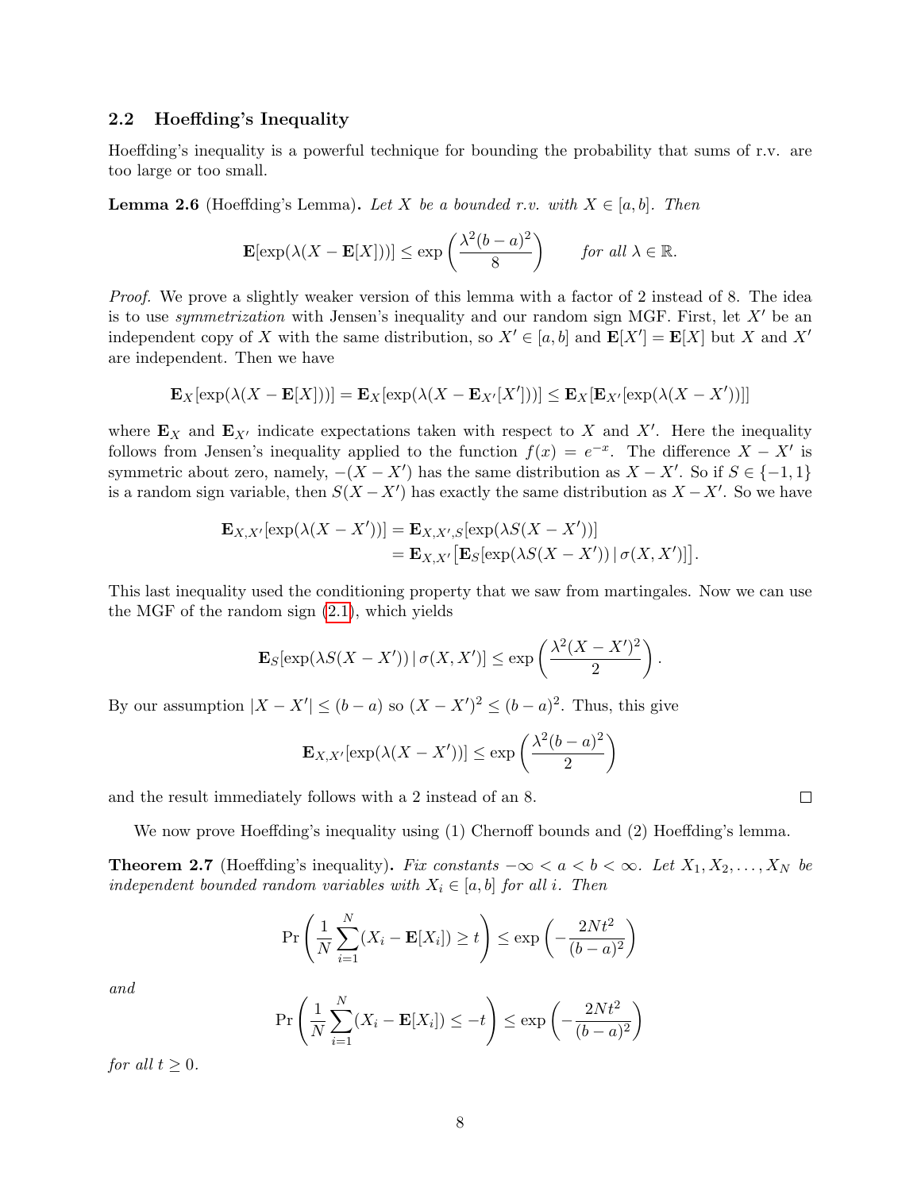## 2.2 Hoeffding's Inequality

Hoeffding's inequality is a powerful technique for bounding the probability that sums of r.v. are too large or too small.

**Lemma 2.6** (Hoeffding's Lemma)**.** *Let $X$ be a bounded r.v. with $X \in [a,b]$. Then*

$$\mathbf{E}[\exp(\lambda(X - \mathbf{E}[X]))] \le \exp\left(\frac{\lambda^2(b-a)^2}{8}\right) \qquad \text{for all } \lambda \in \mathbb{R}.$$

*Proof.* We prove a slightly weaker version of this lemma with a factor of 2 instead of 8. The idea is to use *symmetrization* with Jensen's inequality and our random sign MGF. First, let $X'$ be an independent copy of $X$ with the same distribution, so $X' \in [a,b]$ and $\mathbf{E}[X'] = \mathbf{E}[X]$ but $X$ and $X'$ are independent. Then we have

$$\mathbf{E}_X[\exp(\lambda(X - \mathbf{E}[X]))] = \mathbf{E}_X[\exp(\lambda(X - \mathbf{E}_{X'}[X']))] \le \mathbf{E}_X[\mathbf{E}_{X'}[\exp(\lambda(X - X'))]]$$

where $\mathbf{E}_X$ and $\mathbf{E}_{X'}$ indicate expectations taken with respect to $X$ and $X'$. Here the inequality follows from Jensen's inequality applied to the function $f(x) = e^{-x}$. The difference $X - X'$ is symmetric about zero, namely, $-(X - X')$ has the same distribution as $X - X'$. So if $S \in \{-1, 1\}$ is a random sign variable, then $S(X - X')$ has exactly the same distribution as $X - X'$. So we have

$$\begin{aligned}
\mathbf{E}_{X,X'}[\exp(\lambda(X - X'))] &= \mathbf{E}_{X,X',S}[\exp(\lambda S(X - X'))] \\
&= \mathbf{E}_{X,X'}\big[\mathbf{E}_S[\exp(\lambda S(X - X')) \,|\, \sigma(X, X')]\big].
\end{aligned}$$

This last inequality used the conditioning property that we saw from martingales. Now we can use the MGF of the random sign (2.1), which yields

$$\mathbf{E}_S[\exp(\lambda S(X - X')) \,|\, \sigma(X, X')] \le \exp\left(\frac{\lambda^2 (X - X')^2}{2}\right).$$

By our assumption $|X - X'| \le (b - a)$ so $(X - X')^2 \le (b-a)^2$. Thus, this give

$$\mathbf{E}_{X,X'}[\exp(\lambda(X - X'))] \le \exp\left(\frac{\lambda^2(b-a)^2}{2}\right)$$

and the result immediately follows with a 2 instead of an 8. □

We now prove Hoeffding's inequality using (1) Chernoff bounds and (2) Hoeffding's lemma.

**Theorem 2.7** (Hoeffding's inequality)**.** *Fix constants $-\infty < a < b < \infty$. Let $X_1, X_2, \ldots, X_N$ be independent bounded random variables with $X_i \in [a,b]$ for all $i$. Then*

$$\Pr\left(\frac{1}{N}\sum_{i=1}^{N}(X_i - \mathbf{E}[X_i]) \ge t\right) \le \exp\left(-\frac{2Nt^2}{(b-a)^2}\right)$$

*and*

$$\Pr\left(\frac{1}{N}\sum_{i=1}^{N}(X_i - \mathbf{E}[X_i]) \le -t\right) \le \exp\left(-\frac{2Nt^2}{(b-a)^2}\right)$$

*for all $t \ge 0$.*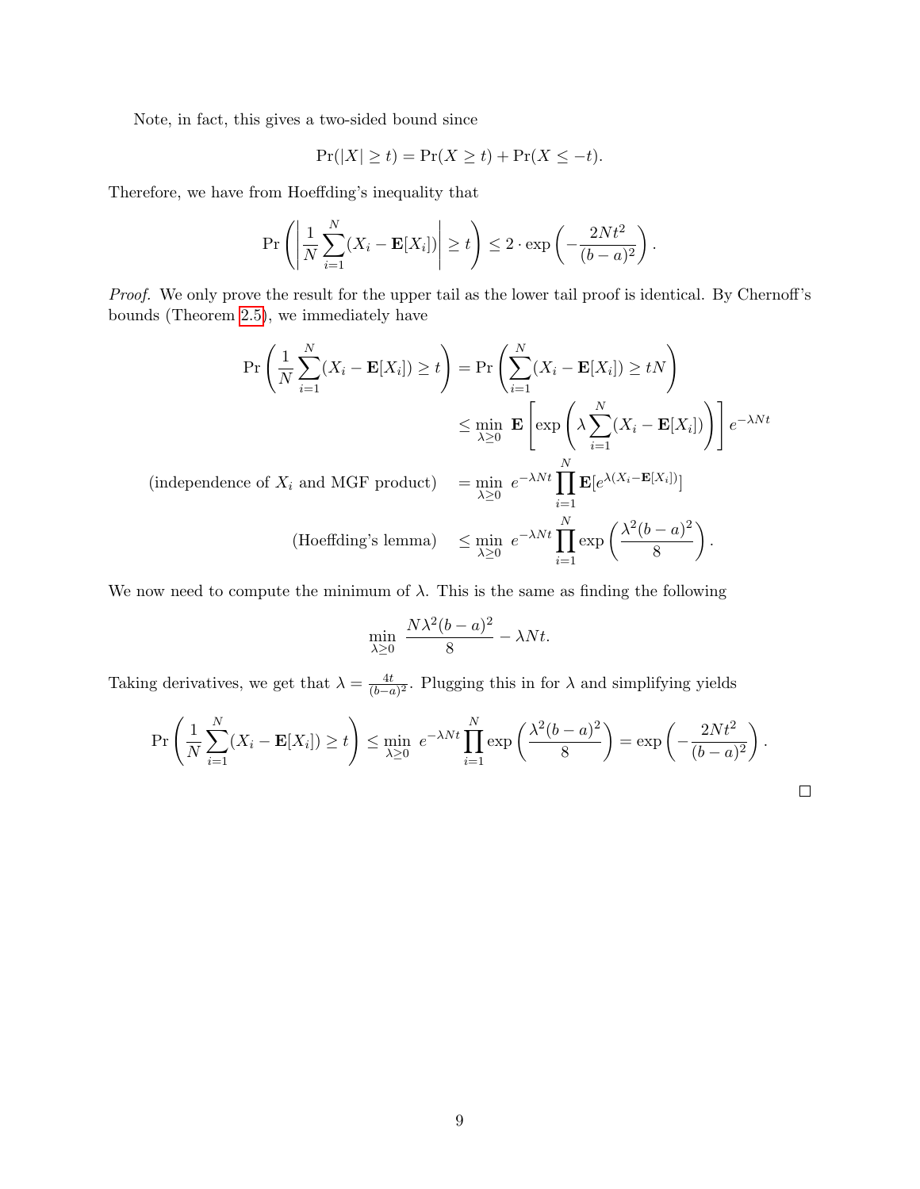Note, in fact, this gives a two-sided bound since

$$\Pr(|X| \geq t) = \Pr(X \geq t) + \Pr(X \leq -t).$$

Therefore, we have from Hoeffding's inequality that

$$\Pr\left(\left|\frac{1}{N}\sum_{i=1}^{N}(X_i - \mathbf{E}[X_i])\right| \geq t\right) \leq 2 \cdot \exp\left(-\frac{2Nt^2}{(b-a)^2}\right).$$

*Proof.* We only prove the result for the upper tail as the lower tail proof is identical. By Chernoff's bounds (Theorem 2.5), we immediately have

$$
\begin{aligned}
\Pr\left(\frac{1}{N}\sum_{i=1}^{N}(X_i - \mathbf{E}[X_i]) \geq t\right) &= \Pr\left(\sum_{i=1}^{N}(X_i - \mathbf{E}[X_i]) \geq tN\right) \\
&\leq \min_{\lambda \geq 0} \mathbf{E}\left[\exp\left(\lambda \sum_{i=1}^{N}(X_i - \mathbf{E}[X_i])\right)\right] e^{-\lambda N t} \\
\text{(independence of } X_i \text{ and MGF product)} \quad &= \min_{\lambda \geq 0} e^{-\lambda N t} \prod_{i=1}^{N} \mathbf{E}[e^{\lambda(X_i - \mathbf{E}[X_i])}] \\
\text{(Hoeffding's lemma)} \quad &\leq \min_{\lambda \geq 0} e^{-\lambda N t} \prod_{i=1}^{N} \exp\left(\frac{\lambda^2(b-a)^2}{8}\right).
\end{aligned}
$$

We now need to compute the minimum of $\lambda$. This is the same as finding the following

$$\min_{\lambda \geq 0} \frac{N\lambda^2(b-a)^2}{8} - \lambda N t.$$

Taking derivatives, we get that $\lambda = \frac{4t}{(b-a)^2}$. Plugging this in for $\lambda$ and simplifying yields

$$\Pr\left(\frac{1}{N}\sum_{i=1}^{N}(X_i - \mathbf{E}[X_i]) \geq t\right) \leq \min_{\lambda \geq 0} e^{-\lambda N t} \prod_{i=1}^{N} \exp\left(\frac{\lambda^2(b-a)^2}{8}\right) = \exp\left(-\frac{2Nt^2}{(b-a)^2}\right).$$

□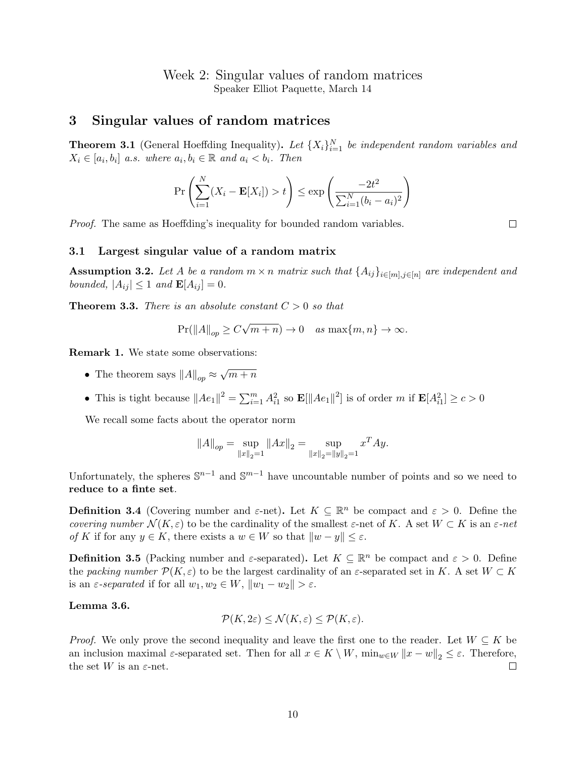Week 2: Singular values of random matrices
Speaker Elliot Paquette, March 14

# 3 Singular values of random matrices

**Theorem 3.1** (General Hoeffding Inequality)**.** *Let $\{X_i\}_{i=1}^N$ be independent random variables and $X_i \in [a_i, b_i]$ a.s. where $a_i, b_i \in \mathbb{R}$ and $a_i < b_i$. Then*

$$\Pr\left(\sum_{i=1}^{N}(X_i - \mathbf{E}[X_i]) > t\right) \leq \exp\left(\frac{-2t^2}{\sum_{i=1}^{N}(b_i - a_i)^2}\right)$$

*Proof.* The same as Hoeffding's inequality for bounded random variables. □

## 3.1 Largest singular value of a random matrix

**Assumption 3.2.** *Let $A$ be a random $m \times n$ matrix such that $\{A_{ij}\}_{i\in[m],j\in[n]}$ are independent and bounded, $|A_{ij}| \leq 1$ and $\mathbf{E}[A_{ij}] = 0$.*

**Theorem 3.3.** *There is an absolute constant $C > 0$ so that*

$$\Pr(\|A\|_{op} \geq C\sqrt{m+n}) \to 0 \quad \text{as } \max\{m, n\} \to \infty.$$

**Remark 1.** We state some observations:

- The theorem says $\|A\|_{op} \approx \sqrt{m+n}$
- This is tight because $\|Ae_1\|^2 = \sum_{i=1}^{m} A_{i1}^2$ so $\mathbf{E}[\|Ae_1\|^2]$ is of order $m$ if $\mathbf{E}[A_{i1}^2] \geq c > 0$

We recall some facts about the operator norm

$$\|A\|_{op} = \sup_{\|x\|_2=1} \|Ax\|_2 = \sup_{\|x\|_2=\|y\|_2=1} x^T Ay.$$

Unfortunately, the spheres $\mathbb{S}^{n-1}$ and $\mathbb{S}^{m-1}$ have uncountable number of points and so we need to **reduce to a finte set**.

**Definition 3.4** (Covering number and $\varepsilon$-net)**.** Let $K \subseteq \mathbb{R}^n$ be compact and $\varepsilon > 0$. Define the *covering number* $\mathcal{N}(K, \varepsilon)$ to be the cardinality of the smallest $\varepsilon$-net of $K$. A set $W \subset K$ is an *$\varepsilon$-net of $K$* if for any $y \in K$, there exists a $w \in W$ so that $\|w - y\| \leq \varepsilon$.

**Definition 3.5** (Packing number and $\varepsilon$-separated)**.** Let $K \subseteq \mathbb{R}^n$ be compact and $\varepsilon > 0$. Define the *packing number* $\mathcal{P}(K, \varepsilon)$ to be the largest cardinality of an $\varepsilon$-separated set in $K$. A set $W \subset K$ is an *$\varepsilon$-separated* if for all $w_1, w_2 \in W$, $\|w_1 - w_2\| > \varepsilon$.

**Lemma 3.6.**

$$\mathcal{P}(K, 2\varepsilon) \leq \mathcal{N}(K, \varepsilon) \leq \mathcal{P}(K, \varepsilon).$$

*Proof.* We only prove the second inequality and leave the first one to the reader. Let $W \subseteq K$ be an inclusion maximal $\varepsilon$-separated set. Then for all $x \in K \setminus W$, $\min_{w\in W} \|x - w\|_2 \leq \varepsilon$. Therefore, the set $W$ is an $\varepsilon$-net. □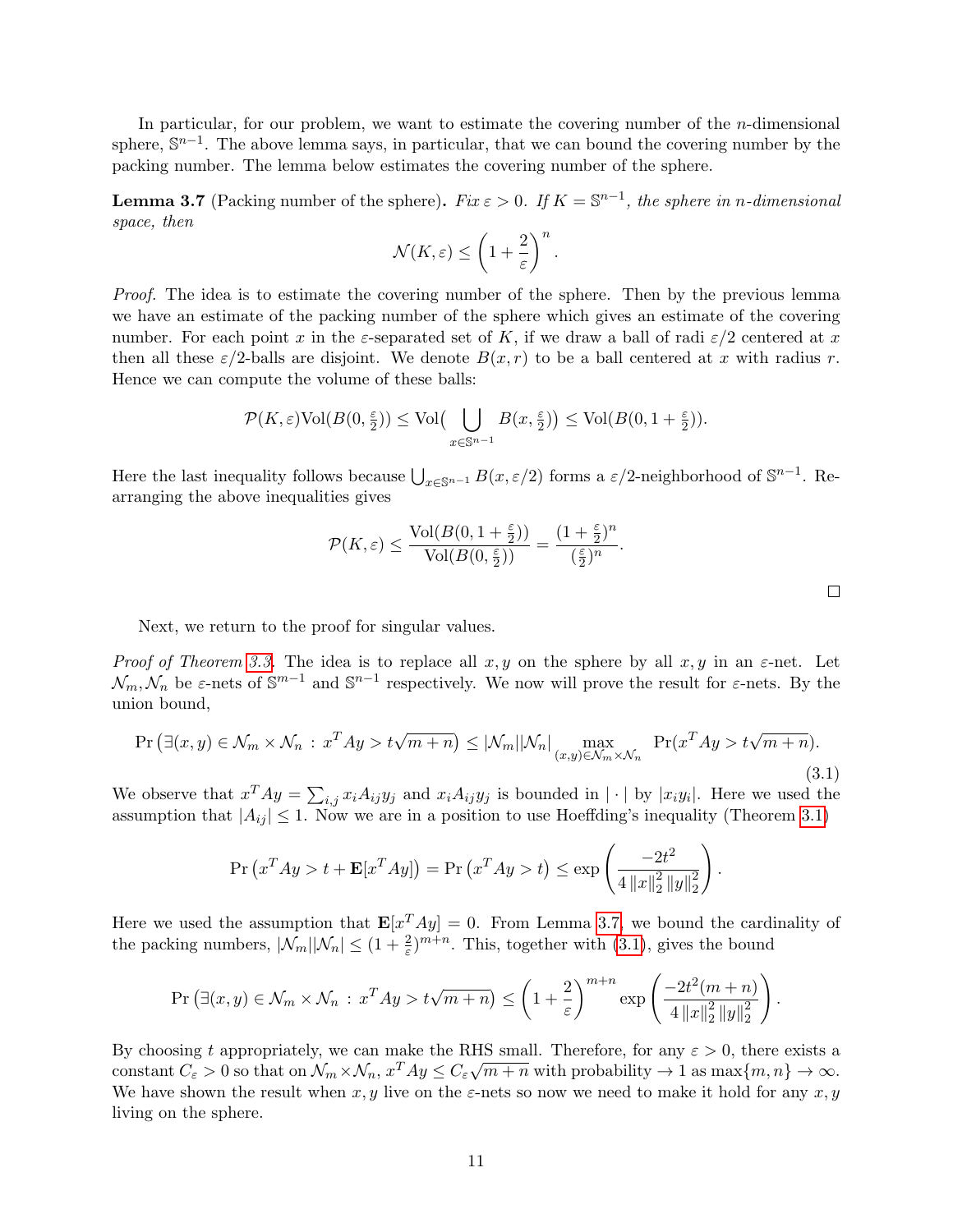In particular, for our problem, we want to estimate the covering number of the $n$-dimensional sphere, $\mathbb{S}^{n-1}$. The above lemma says, in particular, that we can bound the covering number by the packing number. The lemma below estimates the covering number of the sphere.

**Lemma 3.7** (Packing number of the sphere)**.** *Fix $\varepsilon > 0$. If $K = \mathbb{S}^{n-1}$, the sphere in $n$-dimensional space, then*

$$\mathcal{N}(K, \varepsilon) \leq \left(1 + \frac{2}{\varepsilon}\right)^n.$$

*Proof.* The idea is to estimate the covering number of the sphere. Then by the previous lemma we have an estimate of the packing number of the sphere which gives an estimate of the covering number. For each point $x$ in the $\varepsilon$-separated set of $K$, if we draw a ball of radi $\varepsilon/2$ centered at $x$ then all these $\varepsilon/2$-balls are disjoint. We denote $B(x, r)$ to be a ball centered at $x$ with radius $r$. Hence we can compute the volume of these balls:

$$\mathcal{P}(K, \varepsilon)\text{Vol}(B(0, \tfrac{\varepsilon}{2})) \leq \text{Vol}\big(\bigcup_{x \in \mathbb{S}^{n-1}} B(x, \tfrac{\varepsilon}{2})\big) \leq \text{Vol}(B(0, 1 + \tfrac{\varepsilon}{2})).$$

Here the last inequality follows because $\bigcup_{x \in \mathbb{S}^{n-1}} B(x, \varepsilon/2)$ forms a $\varepsilon/2$-neighborhood of $\mathbb{S}^{n-1}$. Rearranging the above inequalities gives

$$\mathcal{P}(K, \varepsilon) \leq \frac{\text{Vol}(B(0, 1 + \frac{\varepsilon}{2}))}{\text{Vol}(B(0, \frac{\varepsilon}{2}))} = \frac{(1 + \frac{\varepsilon}{2})^n}{(\frac{\varepsilon}{2})^n}.$$

□

Next, we return to the proof for singular values.

*Proof of Theorem 3.3.* The idea is to replace all $x, y$ on the sphere by all $x, y$ in an $\varepsilon$-net. Let $\mathcal{N}_m, \mathcal{N}_n$ be $\varepsilon$-nets of $\mathbb{S}^{m-1}$ and $\mathbb{S}^{n-1}$ respectively. We now will prove the result for $\varepsilon$-nets. By the union bound,

$$\Pr\left(\exists (x, y) \in \mathcal{N}_m \times \mathcal{N}_n \,:\, x^T A y > t\sqrt{m+n}\right) \leq |\mathcal{N}_m||\mathcal{N}_n| \max_{(x,y) \in \mathcal{N}_m \times \mathcal{N}_n} \Pr(x^T A y > t\sqrt{m+n}). \tag{3.1}$$

We observe that $x^T A y = \sum_{i,j} x_i A_{ij} y_j$ and $x_i A_{ij} y_j$ is bounded in $|\cdot|$ by $|x_i y_i|$. Here we used the assumption that $|A_{ij}| \leq 1$. Now we are in a position to use Hoeffding's inequality (Theorem 3.1)

$$\Pr\left(x^T A y > t + \mathbf{E}[x^T A y]\right) = \Pr\left(x^T A y > t\right) \leq \exp\left(\frac{-2t^2}{4\left\|x\right\|_2^2 \left\|y\right\|_2^2}\right).$$

Here we used the assumption that $\mathbf{E}[x^T A y] = 0$. From Lemma 3.7, we bound the cardinality of the packing numbers, $|\mathcal{N}_m||\mathcal{N}_n| \leq (1 + \frac{2}{\varepsilon})^{m+n}$. This, together with (3.1), gives the bound

$$\Pr\left(\exists (x, y) \in \mathcal{N}_m \times \mathcal{N}_n \,:\, x^T A y > t\sqrt{m+n}\right) \leq \left(1 + \frac{2}{\varepsilon}\right)^{m+n} \exp\left(\frac{-2t^2(m+n)}{4\left\|x\right\|_2^2 \left\|y\right\|_2^2}\right).$$

By choosing $t$ appropriately, we can make the RHS small. Therefore, for any $\varepsilon > 0$, there exists a constant $C_\varepsilon > 0$ so that on $\mathcal{N}_m \times \mathcal{N}_n$, $x^T A y \leq C_\varepsilon \sqrt{m+n}$ with probability $\to 1$ as $\max\{m, n\} \to \infty$. We have shown the result when $x, y$ live on the $\varepsilon$-nets so now we need to make it hold for any $x, y$ living on the sphere.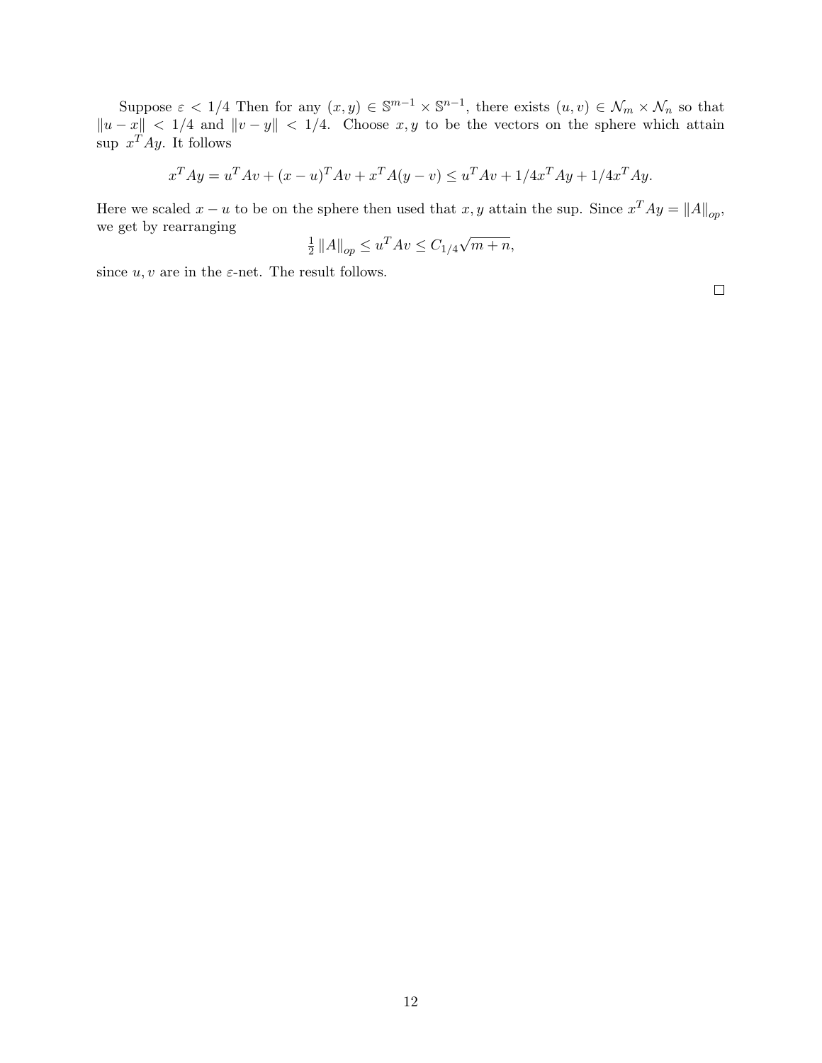Suppose $\varepsilon < 1/4$ Then for any $(x, y) \in \mathbb{S}^{m-1} \times \mathbb{S}^{n-1}$, there exists $(u, v) \in \mathcal{N}_m \times \mathcal{N}_n$ so that $\|u - x\| < 1/4$ and $\|v - y\| < 1/4$. Choose $x, y$ to be the vectors on the sphere which attain sup $x^T Ay$. It follows

$$x^T Ay = u^T Av + (x - u)^T Av + x^T A(y - v) \leq u^T Av + 1/4x^T Ay + 1/4x^T Ay.$$

Here we scaled $x - u$ to be on the sphere then used that $x, y$ attain the sup. Since $x^T Ay = \|A\|_{op}$, we get by rearranging

$$\tfrac{1}{2} \|A\|_{op} \leq u^T Av \leq C_{1/4}\sqrt{m + n},$$

since $u, v$ are in the $\varepsilon$-net. The result follows.

$\square$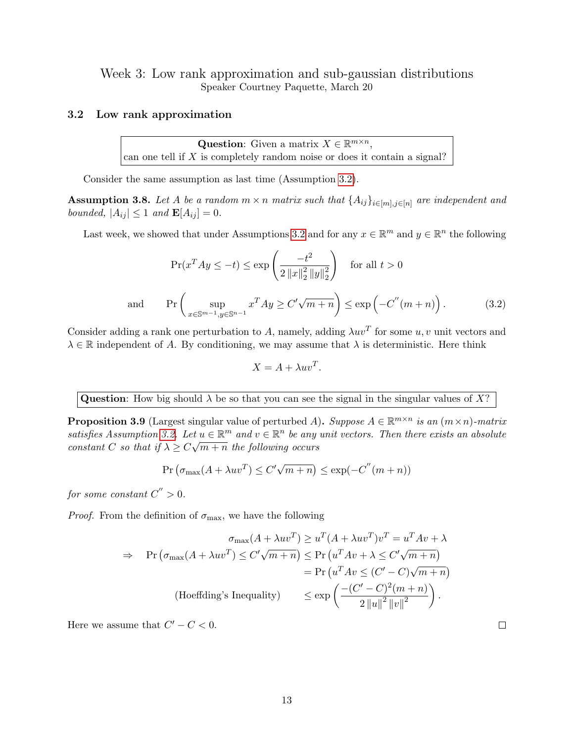Week 3: Low rank approximation and sub-gaussian distributions
Speaker Courtney Paquette, March 20

### 3.2 Low rank approximation

> **Question**: Given a matrix $X \in \mathbb{R}^{m \times n}$,
> can one tell if $X$ is completely random noise or does it contain a signal?

Consider the same assumption as last time (Assumption 3.2).

**Assumption 3.8.** *Let $A$ be a random $m \times n$ matrix such that $\{A_{ij}\}_{i \in [m], j \in [n]}$ are independent and bounded, $|A_{ij}| \leq 1$ and $\mathbf{E}[A_{ij}] = 0$.*

Last week, we showed that under Assumptions 3.2 and for any $x \in \mathbb{R}^m$ and $y \in \mathbb{R}^n$ the following

$$\Pr(x^T A y \leq -t) \leq \exp\left(\frac{-t^2}{2\|x\|_2^2 \|y\|_2^2}\right) \quad \text{for all } t > 0$$

$$\text{and} \qquad \Pr\left(\sup_{x \in \mathbb{S}^{m-1}, y \in \mathbb{S}^{n-1}} x^T A y \geq C' \sqrt{m+n}\right) \leq \exp\left(-C''(m+n)\right). \tag{3.2}$$

Consider adding a rank one perturbation to $A$, namely, adding $\lambda u v^T$ for some $u, v$ unit vectors and $\lambda \in \mathbb{R}$ independent of $A$. By conditioning, we may assume that $\lambda$ is deterministic. Here think

$$X = A + \lambda u v^T.$$

> **Question**: How big should $\lambda$ be so that you can see the signal in the singular values of $X$?

**Proposition 3.9** (Largest singular value of perturbed $A$)**.** *Suppose $A \in \mathbb{R}^{m \times n}$ is an $(m \times n)$-matrix satisfies Assumption 3.2. Let $u \in \mathbb{R}^m$ and $v \in \mathbb{R}^n$ be any unit vectors. Then there exists an absolute constant $C$ so that if $\lambda \geq C\sqrt{m+n}$ the following occurs*

$$\Pr\left(\sigma_{\max}(A + \lambda u v^T) \leq C' \sqrt{m+n}\right) \leq \exp(-C''(m+n))$$

*for some constant $C'' > 0$.*

*Proof.* From the definition of $\sigma_{\max}$, we have the following

$$
\begin{aligned}
& \sigma_{\max}(A + \lambda u v^T) \geq u^T (A + \lambda u v^T) v^T = u^T A v + \lambda \\
\Rightarrow \quad & \Pr\left(\sigma_{\max}(A + \lambda u v^T) \leq C' \sqrt{m+n}\right) \leq \Pr\left(u^T A v + \lambda \leq C' \sqrt{m+n}\right) \\
& \qquad = \Pr\left(u^T A v \leq (C' - C)\sqrt{m+n}\right) \\
& \text{(Hoeffding's Inequality)} \qquad \leq \exp\left(\frac{-(C' - C)^2 (m+n)}{2\|u\|^2 \|v\|^2}\right).
\end{aligned}
$$

Here we assume that $C' - C < 0$. $\square$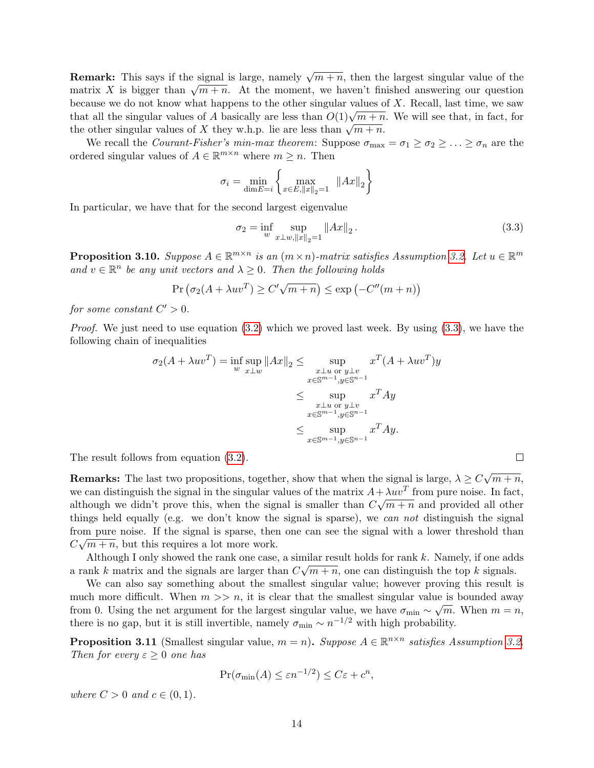**Remark:** This says if the signal is large, namely $\sqrt{m+n}$, then the largest singular value of the matrix $X$ is bigger than $\sqrt{m+n}$. At the moment, we haven't finished answering our question because we do not know what happens to the other singular values of $X$. Recall, last time, we saw that all the singular values of $A$ basically are less than $O(1)\sqrt{m+n}$. We will see that, in fact, for the other singular values of $X$ they w.h.p. lie are less than $\sqrt{m+n}$.

We recall the *Courant-Fisher's min-max theorem*: Suppose $\sigma_{\max} = \sigma_1 \geq \sigma_2 \geq \ldots \geq \sigma_n$ are the ordered singular values of $A \in \mathbb{R}^{m \times n}$ where $m \geq n$. Then

$$\sigma_i = \min_{\dim E = i} \left\{ \max_{x \in E, \|x\|_2 = 1} \|Ax\|_2 \right\}$$

In particular, we have that for the second largest eigenvalue

$$\sigma_2 = \inf_w \sup_{x \perp w, \|x\|_2 = 1} \|Ax\|_2 . \tag{3.3}$$

**Proposition 3.10.** *Suppose $A \in \mathbb{R}^{m \times n}$ is an $(m \times n)$-matrix satisfies Assumption 3.2. Let $u \in \mathbb{R}^m$ and $v \in \mathbb{R}^n$ be any unit vectors and $\lambda \geq 0$. Then the following holds*

$$\Pr\left(\sigma_2(A + \lambda uv^T) \geq C'\sqrt{m+n}\right) \leq \exp\left(-C''(m+n)\right)$$

*for some constant $C' > 0$.*

*Proof.* We just need to use equation (3.2) which we proved last week. By using (3.3), we have the following chain of inequalities

$$\begin{aligned}
\sigma_2(A + \lambda uv^T) = \inf_w \sup_{x \perp w} \|Ax\|_2 &\leq \sup_{\substack{x \perp u \text{ or } y \perp v \\ x \in \mathbb{S}^{m-1}, y \in \mathbb{S}^{n-1}}} x^T (A + \lambda uv^T) y \\
&\leq \sup_{\substack{x \perp u \text{ or } y \perp v \\ x \in \mathbb{S}^{m-1}, y \in \mathbb{S}^{n-1}}} x^T A y \\
&\leq \sup_{x \in \mathbb{S}^{m-1}, y \in \mathbb{S}^{n-1}} x^T A y.
\end{aligned}$$

The result follows from equation (3.2). $\square$

**Remarks:** The last two propositions, together, show that when the signal is large, $\lambda \geq C\sqrt{m+n}$, we can distinguish the signal in the singular values of the matrix $A + \lambda uv^T$ from pure noise. In fact, although we didn't prove this, when the signal is smaller than $C\sqrt{m+n}$ and provided all other things held equally (e.g. we don't know the signal is sparse), we *can not* distinguish the signal from pure noise. If the signal is sparse, then one can see the signal with a lower threshold than $C\sqrt{m+n}$, but this requires a lot more work.

Although I only showed the rank one case, a similar result holds for rank $k$. Namely, if one adds a rank $k$ matrix and the signals are larger than $C\sqrt{m+n}$, one can distinguish the top $k$ signals.

We can also say something about the smallest singular value; however proving this result is much more difficult. When $m >> n$, it is clear that the smallest singular value is bounded away from 0. Using the net argument for the largest singular value, we have $\sigma_{\min} \sim \sqrt{m}$. When $m = n$, there is no gap, but it is still invertible, namely $\sigma_{\min} \sim n^{-1/2}$ with high probability.

**Proposition 3.11** (Smallest singular value, $m = n$)**.** *Suppose $A \in \mathbb{R}^{n \times n}$ satisfies Assumption 3.2. Then for every $\varepsilon \geq 0$ one has*

$$\Pr(\sigma_{\min}(A) \leq \varepsilon n^{-1/2}) \leq C\varepsilon + c^n,$$

*where $C > 0$ and $c \in (0, 1)$.*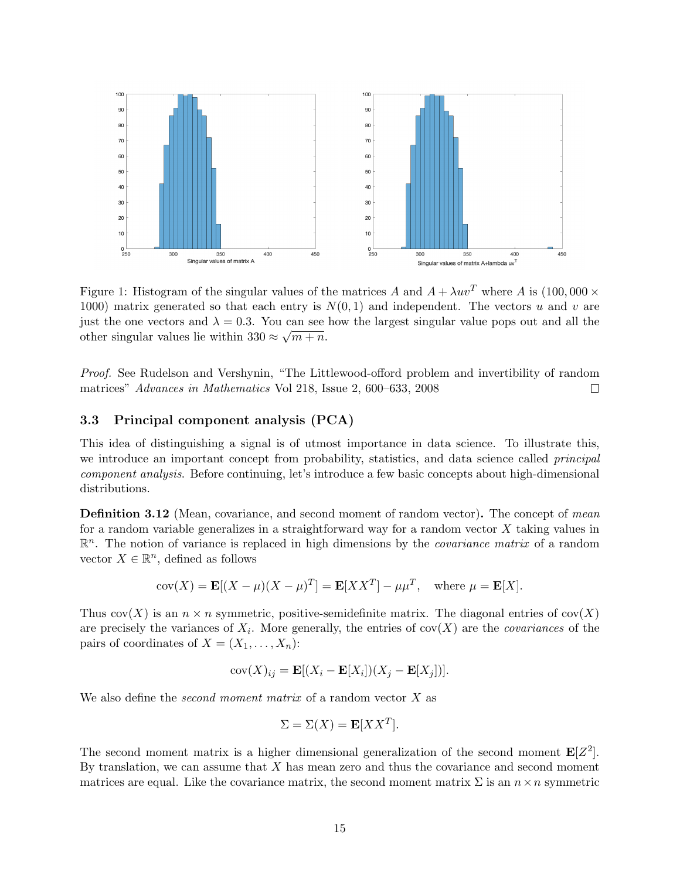Figure 1: Histogram of the singular values of the matrices $A$ and $A + \lambda uv^T$ where $A$ is $(100,000 \times 1000)$ matrix generated so that each entry is $N(0,1)$ and independent. The vectors $u$ and $v$ are just the one vectors and $\lambda = 0.3$. You can see how the largest singular value pops out and all the other singular values lie within $330 \approx \sqrt{m+n}$.

*Proof.* See Rudelson and Vershynin, "The Littlewood-offord problem and invertibility of random matrices" *Advances in Mathematics* Vol 218, Issue 2, 600–633, 2008 □

### 3.3 Principal component analysis (PCA)

This idea of distinguishing a signal is of utmost importance in data science. To illustrate this, we introduce an important concept from probability, statistics, and data science called *principal component analysis*. Before continuing, let's introduce a few basic concepts about high-dimensional distributions.

**Definition 3.12** (Mean, covariance, and second moment of random vector)**.** The concept of *mean* for a random variable generalizes in a straightforward way for a random vector $X$ taking values in $\mathbb{R}^n$. The notion of variance is replaced in high dimensions by the *covariance matrix* of a random vector $X \in \mathbb{R}^n$, defined as follows

$$\operatorname{cov}(X) = \mathbf{E}[(X-\mu)(X-\mu)^T] = \mathbf{E}[XX^T] - \mu\mu^T, \quad \text{where } \mu = \mathbf{E}[X].$$

Thus $\operatorname{cov}(X)$ is an $n \times n$ symmetric, positive-semidefinite matrix. The diagonal entries of $\operatorname{cov}(X)$ are precisely the variances of $X_i$. More generally, the entries of $\operatorname{cov}(X)$ are the *covariances* of the pairs of coordinates of $X = (X_1, \dots, X_n)$:

$$\operatorname{cov}(X)_{ij} = \mathbf{E}[(X_i - \mathbf{E}[X_i])(X_j - \mathbf{E}[X_j])].$$

We also define the *second moment matrix* of a random vector $X$ as

$$\Sigma = \Sigma(X) = \mathbf{E}[XX^T].$$

The second moment matrix is a higher dimensional generalization of the second moment $\mathbf{E}[Z^2]$. By translation, we can assume that $X$ has mean zero and thus the covariance and second moment matrices are equal. Like the covariance matrix, the second moment matrix $\Sigma$ is an $n \times n$ symmetric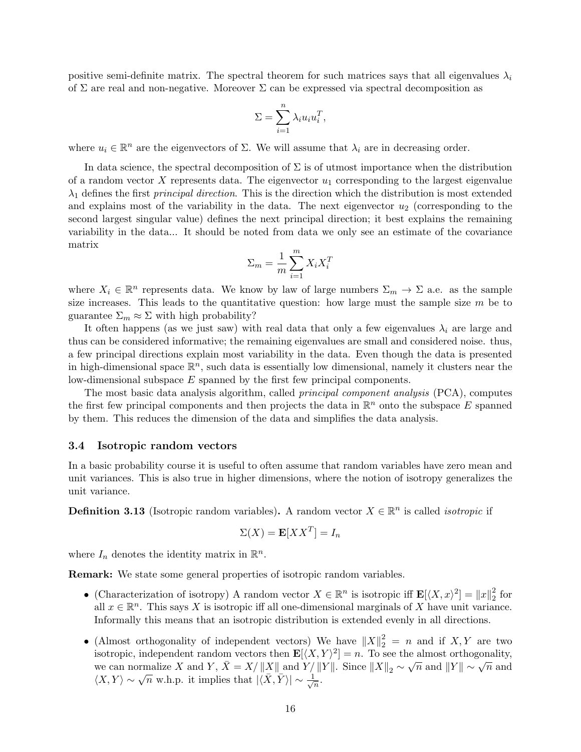positive semi-definite matrix. The spectral theorem for such matrices says that all eigenvalues $\lambda_i$ of $\Sigma$ are real and non-negative. Moreover $\Sigma$ can be expressed via spectral decomposition as

$$\Sigma = \sum_{i=1}^{n} \lambda_i u_i u_i^T,$$

where $u_i \in \mathbb{R}^n$ are the eigenvectors of $\Sigma$. We will assume that $\lambda_i$ are in decreasing order.

In data science, the spectral decomposition of $\Sigma$ is of utmost importance when the distribution of a random vector $X$ represents data. The eigenvector $u_1$ corresponding to the largest eigenvalue $\lambda_1$ defines the first *principal direction*. This is the direction which the distribution is most extended and explains most of the variability in the data. The next eigenvector $u_2$ (corresponding to the second largest singular value) defines the next principal direction; it best explains the remaining variability in the data... It should be noted from data we only see an estimate of the covariance matrix

$$\Sigma_m = \frac{1}{m} \sum_{i=1}^{m} X_i X_i^T$$

where $X_i \in \mathbb{R}^n$ represents data. We know by law of large numbers $\Sigma_m \to \Sigma$ a.e. as the sample size increases. This leads to the quantitative question: how large must the sample size $m$ be to guarantee $\Sigma_m \approx \Sigma$ with high probability?

It often happens (as we just saw) with real data that only a few eigenvalues $\lambda_i$ are large and thus can be considered informative; the remaining eigenvalues are small and considered noise. thus, a few principal directions explain most variability in the data. Even though the data is presented in high-dimensional space $\mathbb{R}^n$, such data is essentially low dimensional, namely it clusters near the low-dimensional subspace $E$ spanned by the first few principal components.

The most basic data analysis algorithm, called *principal component analysis* (PCA), computes the first few principal components and then projects the data in $\mathbb{R}^n$ onto the subspace $E$ spanned by them. This reduces the dimension of the data and simplifies the data analysis.

### 3.4 Isotropic random vectors

In a basic probability course it is useful to often assume that random variables have zero mean and unit variances. This is also true in higher dimensions, where the notion of isotropy generalizes the unit variance.

**Definition 3.13** (Isotropic random variables)**.** A random vector $X \in \mathbb{R}^n$ is called *isotropic* if

$$\Sigma(X) = \mathbf{E}[XX^T] = I_n$$

where $I_n$ denotes the identity matrix in $\mathbb{R}^n$.

**Remark:** We state some general properties of isotropic random variables.

- (Characterization of isotropy) A random vector $X \in \mathbb{R}^n$ is isotropic iff $\mathbf{E}[\langle X, x\rangle^2] = \|x\|_2^2$ for all $x \in \mathbb{R}^n$. This says $X$ is isotropic iff all one-dimensional marginals of $X$ have unit variance. Informally this means that an isotropic distribution is extended evenly in all directions.
- (Almost orthogonality of independent vectors) We have $\|X\|_2^2 = n$ and if $X, Y$ are two isotropic, independent random vectors then $\mathbf{E}[\langle X, Y\rangle^2] = n$. To see the almost orthogonality, we can normalize $X$ and $Y$, $\bar{X} = X/\|X\|$ and $Y/\|Y\|$. Since $\|X\|_2 \sim \sqrt{n}$ and $\|Y\| \sim \sqrt{n}$ and $\langle X, Y\rangle \sim \sqrt{n}$ w.h.p. it implies that $|\langle \bar{X}, \bar{Y}\rangle| \sim \frac{1}{\sqrt{n}}$.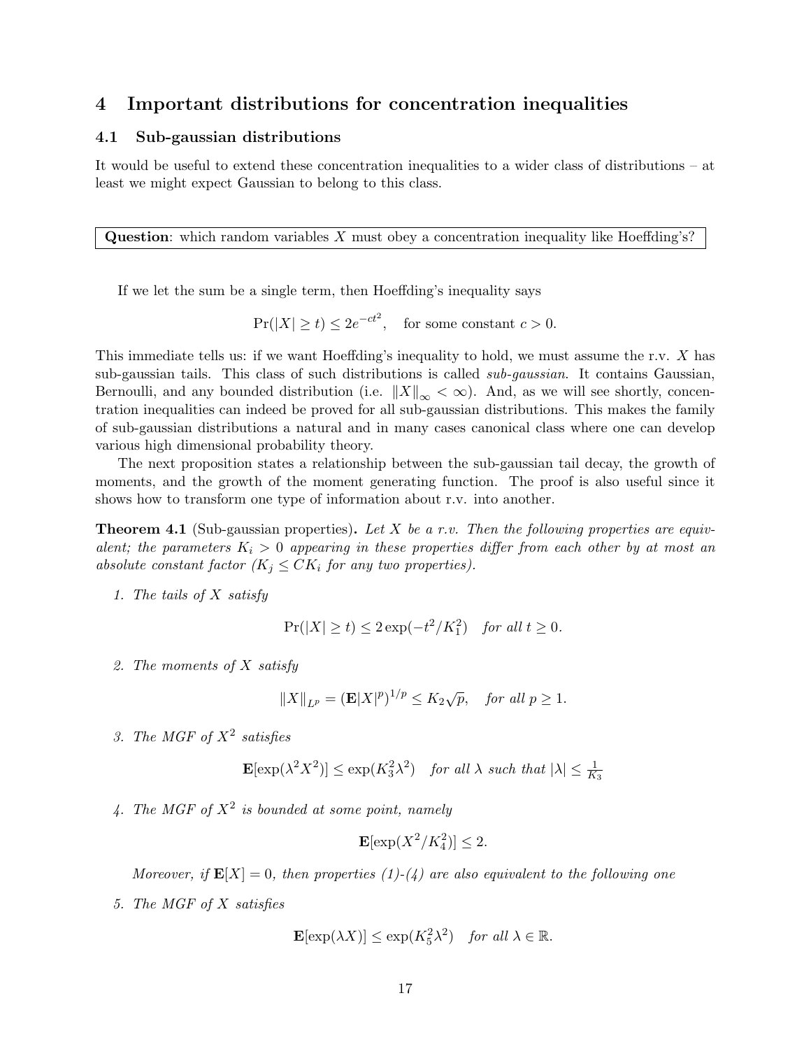# 4 Important distributions for concentration inequalities

## 4.1 Sub-gaussian distributions

It would be useful to extend these concentration inequalities to a wider class of distributions – at least we might expect Gaussian to belong to this class.

**Question**: which random variables $X$ must obey a concentration inequality like Hoeffding's?

If we let the sum be a single term, then Hoeffding's inequality says

$$\Pr(|X| \geq t) \leq 2e^{-ct^2}, \quad \text{for some constant } c > 0.$$

This immediate tells us: if we want Hoeffding's inequality to hold, we must assume the r.v. $X$ has sub-gaussian tails. This class of such distributions is called *sub-gaussian*. It contains Gaussian, Bernoulli, and any bounded distribution (i.e. $\|X\|_\infty < \infty$). And, as we will see shortly, concentration inequalities can indeed be proved for all sub-gaussian distributions. This makes the family of sub-gaussian distributions a natural and in many cases canonical class where one can develop various high dimensional probability theory.

The next proposition states a relationship between the sub-gaussian tail decay, the growth of moments, and the growth of the moment generating function. The proof is also useful since it shows how to transform one type of information about r.v. into another.

**Theorem 4.1** (Sub-gaussian properties)**.** *Let $X$ be a r.v. Then the following properties are equivalent; the parameters $K_i > 0$ appearing in these properties differ from each other by at most an absolute constant factor ($K_j \leq CK_i$ for any two properties).*

1. *The tails of $X$ satisfy*

$$\Pr(|X| \geq t) \leq 2\exp(-t^2/K_1^2) \quad \text{for all } t \geq 0.$$

2. *The moments of $X$ satisfy*

$$\|X\|_{L^p} = (\mathbf{E}|X|^p)^{1/p} \leq K_2\sqrt{p}, \quad \text{for all } p \geq 1.$$

3. *The MGF of $X^2$ satisfies*

$$\mathbf{E}[\exp(\lambda^2 X^2)] \leq \exp(K_3^2\lambda^2) \quad \text{for all } \lambda \text{ such that } |\lambda| \leq \tfrac{1}{K_3}$$

4. *The MGF of $X^2$ is bounded at some point, namely*

$$\mathbf{E}[\exp(X^2/K_4^2)] \leq 2.$$

*Moreover, if $\mathbf{E}[X] = 0$, then properties (1)-(4) are also equivalent to the following one*

5. *The MGF of $X$ satisfies*

$$\mathbf{E}[\exp(\lambda X)] \leq \exp(K_5^2\lambda^2) \quad \text{for all } \lambda \in \mathbb{R}.$$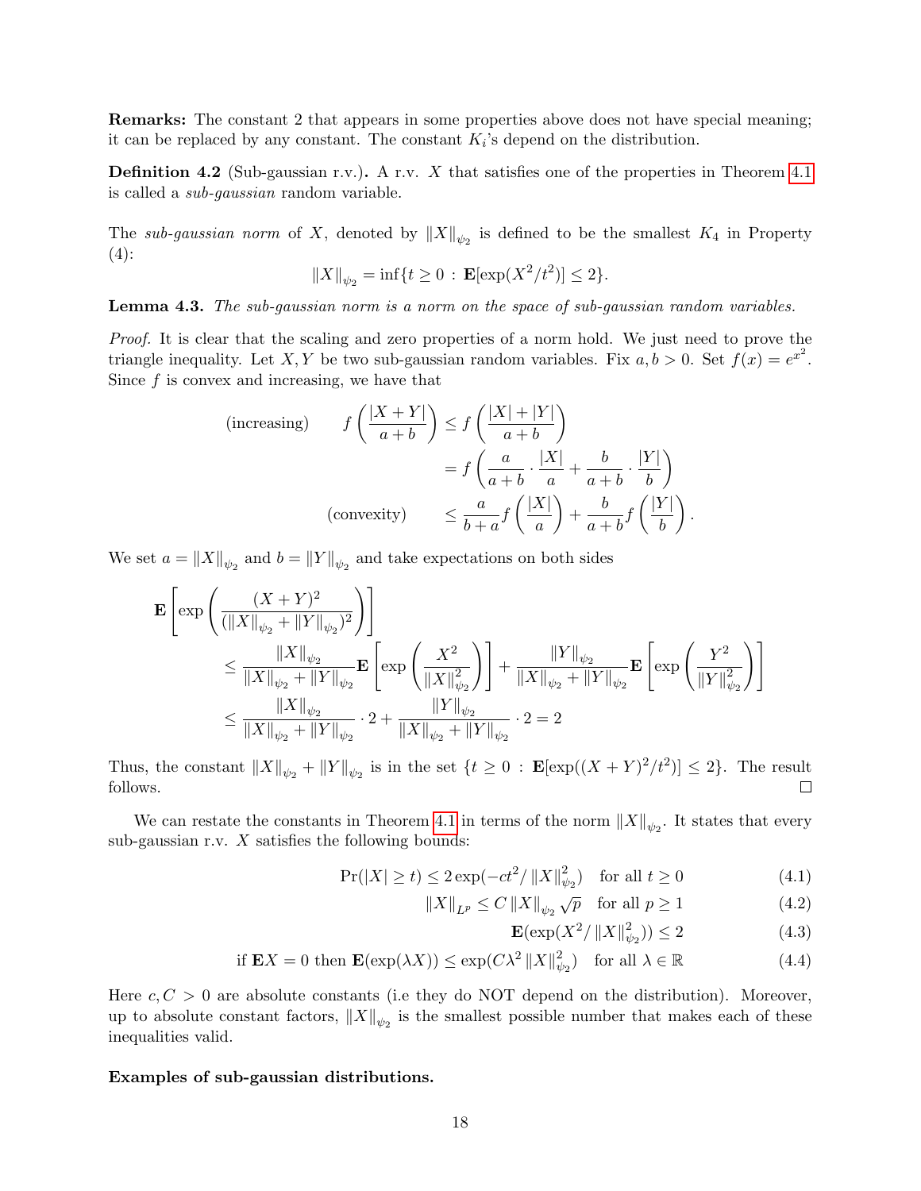**Remarks:** The constant 2 that appears in some properties above does not have special meaning; it can be replaced by any constant. The constant $K_i$'s depend on the distribution.

**Definition 4.2** (Sub-gaussian r.v.)**.** A r.v. $X$ that satisfies one of the properties in Theorem 4.1 is called a *sub-gaussian* random variable.

The *sub-gaussian norm* of $X$, denoted by $\|X\|_{\psi_2}$ is defined to be the smallest $K_4$ in Property (4):

$$\|X\|_{\psi_2} = \inf\{t \geq 0 \,:\, \mathbf{E}[\exp(X^2/t^2)] \leq 2\}.$$

**Lemma 4.3.** *The sub-gaussian norm is a norm on the space of sub-gaussian random variables.*

*Proof.* It is clear that the scaling and zero properties of a norm hold. We just need to prove the triangle inequality. Let $X, Y$ be two sub-gaussian random variables. Fix $a, b > 0$. Set $f(x) = e^{x^2}$. Since $f$ is convex and increasing, we have that

$$\begin{aligned}
\text{(increasing)} \qquad f\left(\frac{|X+Y|}{a+b}\right) &\leq f\left(\frac{|X|+|Y|}{a+b}\right) \\
&= f\left(\frac{a}{a+b}\cdot\frac{|X|}{a} + \frac{b}{a+b}\cdot\frac{|Y|}{b}\right) \\
\text{(convexity)} \qquad &\leq \frac{a}{b+a} f\left(\frac{|X|}{a}\right) + \frac{b}{a+b} f\left(\frac{|Y|}{b}\right).
\end{aligned}$$

We set $a = \|X\|_{\psi_2}$ and $b = \|Y\|_{\psi_2}$ and take expectations on both sides

$$\begin{aligned}
&\mathbf{E}\left[\exp\left(\frac{(X+Y)^2}{(\|X\|_{\psi_2} + \|Y\|_{\psi_2})^2}\right)\right] \\
&\quad\leq \frac{\|X\|_{\psi_2}}{\|X\|_{\psi_2} + \|Y\|_{\psi_2}} \mathbf{E}\left[\exp\left(\frac{X^2}{\|X\|_{\psi_2}^2}\right)\right] + \frac{\|Y\|_{\psi_2}}{\|X\|_{\psi_2} + \|Y\|_{\psi_2}} \mathbf{E}\left[\exp\left(\frac{Y^2}{\|Y\|_{\psi_2}^2}\right)\right] \\
&\quad\leq \frac{\|X\|_{\psi_2}}{\|X\|_{\psi_2} + \|Y\|_{\psi_2}} \cdot 2 + \frac{\|Y\|_{\psi_2}}{\|X\|_{\psi_2} + \|Y\|_{\psi_2}} \cdot 2 = 2
\end{aligned}$$

Thus, the constant $\|X\|_{\psi_2} + \|Y\|_{\psi_2}$ is in the set $\{t \geq 0 \,:\, \mathbf{E}[\exp((X+Y)^2/t^2)] \leq 2\}$. The result follows. $\square$

We can restate the constants in Theorem 4.1 in terms of the norm $\|X\|_{\psi_2}$. It states that every sub-gaussian r.v. $X$ satisfies the following bounds:

$$\Pr(|X| \geq t) \leq 2\exp(-ct^2/\|X\|_{\psi_2}^2) \quad \text{for all } t \geq 0 \tag{4.1}$$

$$\|X\|_{L^p} \leq C\|X\|_{\psi_2}\sqrt{p} \quad \text{for all } p \geq 1 \tag{4.2}$$

$$\mathbf{E}(\exp(X^2/\|X\|_{\psi_2}^2)) \leq 2 \tag{4.3}$$

$$\text{if } \mathbf{E}X = 0 \text{ then } \mathbf{E}(\exp(\lambda X)) \leq \exp(C\lambda^2\|X\|_{\psi_2}^2) \quad \text{for all } \lambda \in \mathbb{R} \tag{4.4}$$

Here $c, C > 0$ are absolute constants (i.e they do NOT depend on the distribution). Moreover, up to absolute constant factors, $\|X\|_{\psi_2}$ is the smallest possible number that makes each of these inequalities valid.

**Examples of sub-gaussian distributions.**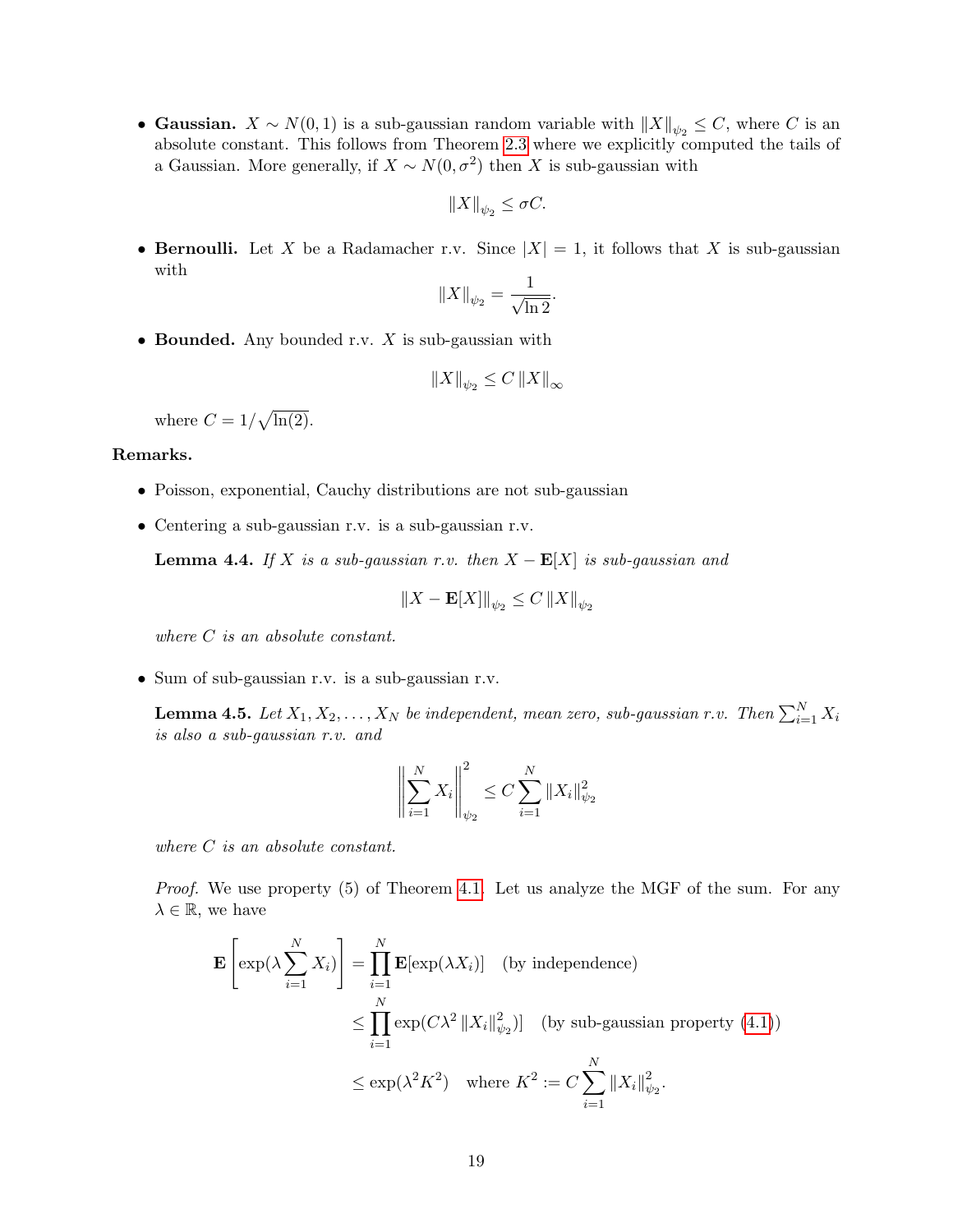- **Gaussian.** $X \sim N(0,1)$ is a sub-gaussian random variable with $\|X\|_{\psi_2} \leq C$, where $C$ is an absolute constant. This follows from Theorem 2.3 where we explicitly computed the tails of a Gaussian. More generally, if $X \sim N(0, \sigma^2)$ then $X$ is sub-gaussian with

$$\|X\|_{\psi_2} \leq \sigma C.$$

- **Bernoulli.** Let $X$ be a Radamacher r.v. Since $|X| = 1$, it follows that $X$ is sub-gaussian with

$$\|X\|_{\psi_2} = \frac{1}{\sqrt{\ln 2}}.$$

- **Bounded.** Any bounded r.v. $X$ is sub-gaussian with

$$\|X\|_{\psi_2} \leq C \|X\|_{\infty}$$

where $C = 1/\sqrt{\ln(2)}$.

**Remarks.**

- Poisson, exponential, Cauchy distributions are not sub-gaussian
- Centering a sub-gaussian r.v. is a sub-gaussian r.v.

**Lemma 4.4.** *If $X$ is a sub-gaussian r.v. then $X - \mathbf{E}[X]$ is sub-gaussian and*

$$\|X - \mathbf{E}[X]\|_{\psi_2} \leq C \|X\|_{\psi_2}$$

*where $C$ is an absolute constant.*

- Sum of sub-gaussian r.v. is a sub-gaussian r.v.

**Lemma 4.5.** *Let $X_1, X_2, \ldots, X_N$ be independent, mean zero, sub-gaussian r.v. Then $\sum_{i=1}^{N} X_i$ is also a sub-gaussian r.v. and*

$$\left\| \sum_{i=1}^{N} X_i \right\|_{\psi_2}^2 \leq C \sum_{i=1}^{N} \|X_i\|_{\psi_2}^2$$

*where $C$ is an absolute constant.*

*Proof.* We use property (5) of Theorem 4.1. Let us analyze the MGF of the sum. For any $\lambda \in \mathbb{R}$, we have

$$\begin{aligned}
\mathbf{E}\left[\exp(\lambda \sum_{i=1}^{N} X_i)\right] &= \prod_{i=1}^{N} \mathbf{E}[\exp(\lambda X_i)] \quad \text{(by independence)} \\
&\leq \prod_{i=1}^{N} \exp(C\lambda^2 \|X_i\|_{\psi_2}^2)] \quad \text{(by sub-gaussian property (4.1))} \\
&\leq \exp(\lambda^2 K^2) \quad \text{where } K^2 := C \sum_{i=1}^{N} \|X_i\|_{\psi_2}^2.
\end{aligned}$$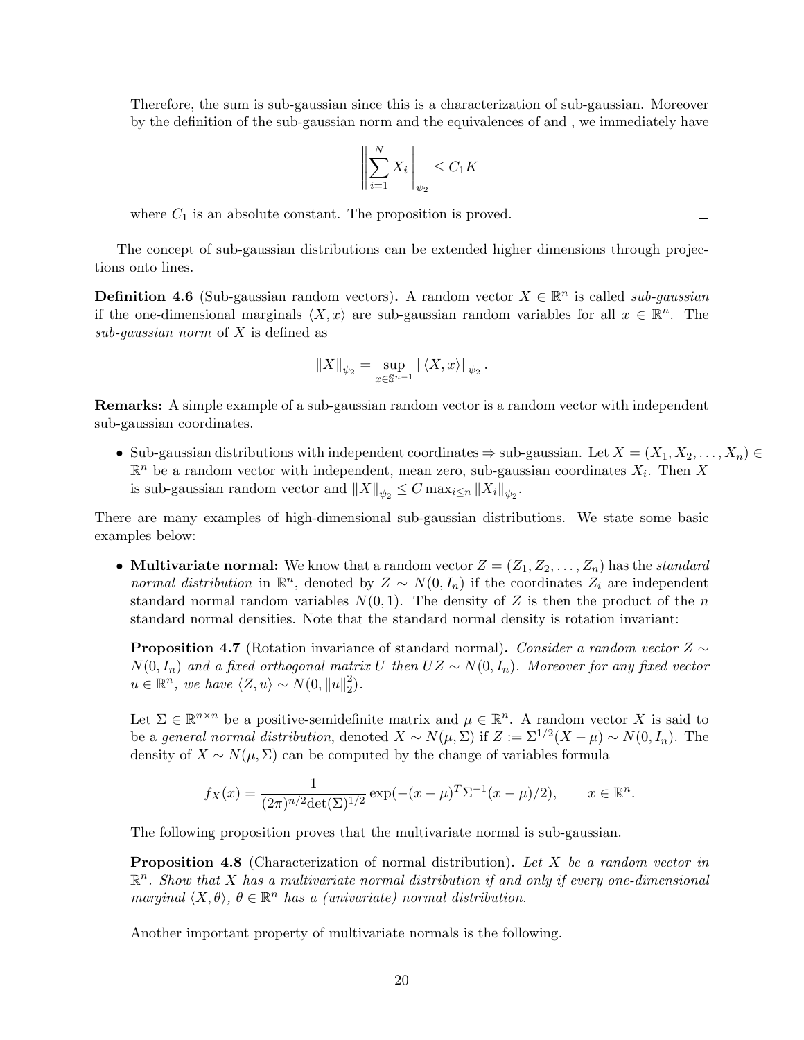Therefore, the sum is sub-gaussian since this is a characterization of sub-gaussian. Moreover by the definition of the sub-gaussian norm and the equivalences of and , we immediately have

$$\left\| \sum_{i=1}^{N} X_i \right\|_{\psi_2} \leq C_1 K$$

where $C_1$ is an absolute constant. The proposition is proved. □

The concept of sub-gaussian distributions can be extended higher dimensions through projections onto lines.

**Definition 4.6** (Sub-gaussian random vectors)**.** A random vector $X \in \mathbb{R}^n$ is called *sub-gaussian* if the one-dimensional marginals $\langle X, x \rangle$ are sub-gaussian random variables for all $x \in \mathbb{R}^n$. The *sub-gaussian norm* of $X$ is defined as

$$\|X\|_{\psi_2} = \sup_{x \in \mathbb{S}^{n-1}} \|\langle X, x \rangle\|_{\psi_2}.$$

**Remarks:** A simple example of a sub-gaussian random vector is a random vector with independent sub-gaussian coordinates.

- Sub-gaussian distributions with independent coordinates ⇒ sub-gaussian. Let $X = (X_1, X_2, \dots, X_n) \in \mathbb{R}^n$ be a random vector with independent, mean zero, sub-gaussian coordinates $X_i$. Then $X$ is sub-gaussian random vector and $\|X\|_{\psi_2} \leq C \max_{i \leq n} \|X_i\|_{\psi_2}$.

There are many examples of high-dimensional sub-gaussian distributions. We state some basic examples below:

- **Multivariate normal:** We know that a random vector $Z = (Z_1, Z_2, \dots, Z_n)$ has the *standard normal distribution* in $\mathbb{R}^n$, denoted by $Z \sim N(0, I_n)$ if the coordinates $Z_i$ are independent standard normal random variables $N(0, 1)$. The density of $Z$ is then the product of the $n$ standard normal densities. Note that the standard normal density is rotation invariant:

  **Proposition 4.7** (Rotation invariance of standard normal)**.** *Consider a random vector $Z \sim N(0, I_n)$ and a fixed orthogonal matrix $U$ then $UZ \sim N(0, I_n)$. Moreover for any fixed vector $u \in \mathbb{R}^n$, we have $\langle Z, u \rangle \sim N(0, \|u\|_2^2)$.*

  Let $\Sigma \in \mathbb{R}^{n \times n}$ be a positive-semidefinite matrix and $\mu \in \mathbb{R}^n$. A random vector $X$ is said to be a *general normal distribution*, denoted $X \sim N(\mu, \Sigma)$ if $Z := \Sigma^{1/2}(X - \mu) \sim N(0, I_n)$. The density of $X \sim N(\mu, \Sigma)$ can be computed by the change of variables formula

  $$f_X(x) = \frac{1}{(2\pi)^{n/2} \text{det}(\Sigma)^{1/2}} \exp(-(x - \mu)^T \Sigma^{-1} (x - \mu)/2), \qquad x \in \mathbb{R}^n.$$

  The following proposition proves that the multivariate normal is sub-gaussian.

  **Proposition 4.8** (Characterization of normal distribution)**.** *Let $X$ be a random vector in $\mathbb{R}^n$. Show that $X$ has a multivariate normal distribution if and only if every one-dimensional marginal $\langle X, \theta \rangle$, $\theta \in \mathbb{R}^n$ has a (univariate) normal distribution.*

  Another important property of multivariate normals is the following.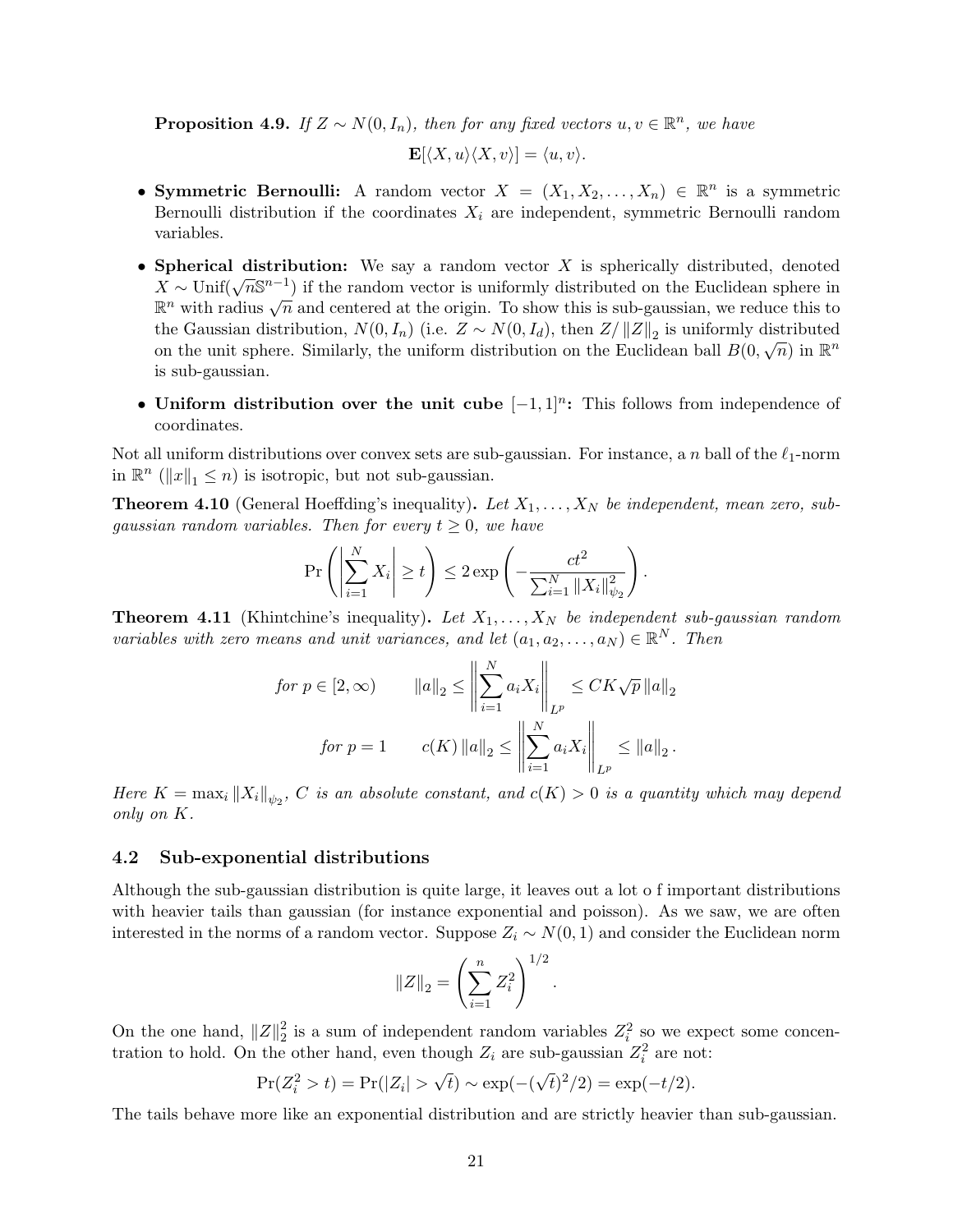**Proposition 4.9.** *If $Z \sim N(0, I_n)$, then for any fixed vectors $u, v \in \mathbb{R}^n$, we have*

$$\mathbf{E}[\langle X, u\rangle\langle X, v\rangle] = \langle u, v\rangle.$$

- **Symmetric Bernoulli:** A random vector $X = (X_1, X_2, \ldots, X_n) \in \mathbb{R}^n$ is a symmetric Bernoulli distribution if the coordinates $X_i$ are independent, symmetric Bernoulli random variables.
- **Spherical distribution:** We say a random vector $X$ is spherically distributed, denoted $X \sim \text{Unif}(\sqrt{n}\mathbb{S}^{n-1})$ if the random vector is uniformly distributed on the Euclidean sphere in $\mathbb{R}^n$ with radius $\sqrt{n}$ and centered at the origin. To show this is sub-gaussian, we reduce this to the Gaussian distribution, $N(0, I_n)$ (i.e. $Z \sim N(0, I_d)$, then $Z/\|Z\|_2$ is uniformly distributed on the unit sphere. Similarly, the uniform distribution on the Euclidean ball $B(0, \sqrt{n})$ in $\mathbb{R}^n$ is sub-gaussian.
- **Uniform distribution over the unit cube $[-1, 1]^n$:** This follows from independence of coordinates.

Not all uniform distributions over convex sets are sub-gaussian. For instance, a $n$ ball of the $\ell_1$-norm in $\mathbb{R}^n$ ($\|x\|_1 \leq n$) is isotropic, but not sub-gaussian.

**Theorem 4.10** (General Hoeffding's inequality)**.** *Let $X_1, \ldots, X_N$ be independent, mean zero, sub-gaussian random variables. Then for every $t \geq 0$, we have*

$$\Pr\left(\left|\sum_{i=1}^{N} X_i\right| \geq t\right) \leq 2\exp\left(-\frac{ct^2}{\sum_{i=1}^{N}\|X_i\|_{\psi_2}^2}\right).$$

**Theorem 4.11** (Khintchine's inequality)**.** *Let $X_1, \ldots, X_N$ be independent sub-gaussian random variables with zero means and unit variances, and let $(a_1, a_2, \ldots, a_N) \in \mathbb{R}^N$. Then*

$$\text{for } p \in [2, \infty) \qquad \|a\|_2 \leq \left\|\sum_{i=1}^{N} a_i X_i\right\|_{L^p} \leq CK\sqrt{p}\,\|a\|_2$$

$$\text{for } p = 1 \qquad c(K)\,\|a\|_2 \leq \left\|\sum_{i=1}^{N} a_i X_i\right\|_{L^p} \leq \|a\|_2\,.$$

*Here $K = \max_i \|X_i\|_{\psi_2}$, $C$ is an absolute constant, and $c(K) > 0$ is a quantity which may depend only on $K$.*

## 4.2 Sub-exponential distributions

Although the sub-gaussian distribution is quite large, it leaves out a lot o f important distributions with heavier tails than gaussian (for instance exponential and poisson). As we saw, we are often interested in the norms of a random vector. Suppose $Z_i \sim N(0, 1)$ and consider the Euclidean norm

$$\|Z\|_2 = \left(\sum_{i=1}^{n} Z_i^2\right)^{1/2}.$$

On the one hand, $\|Z\|_2^2$ is a sum of independent random variables $Z_i^2$ so we expect some concentration to hold. On the other hand, even though $Z_i$ are sub-gaussian $Z_i^2$ are not:

$$\Pr(Z_i^2 > t) = \Pr(|Z_i| > \sqrt{t}) \sim \exp(-(\sqrt{t})^2/2) = \exp(-t/2).$$

The tails behave more like an exponential distribution and are strictly heavier than sub-gaussian.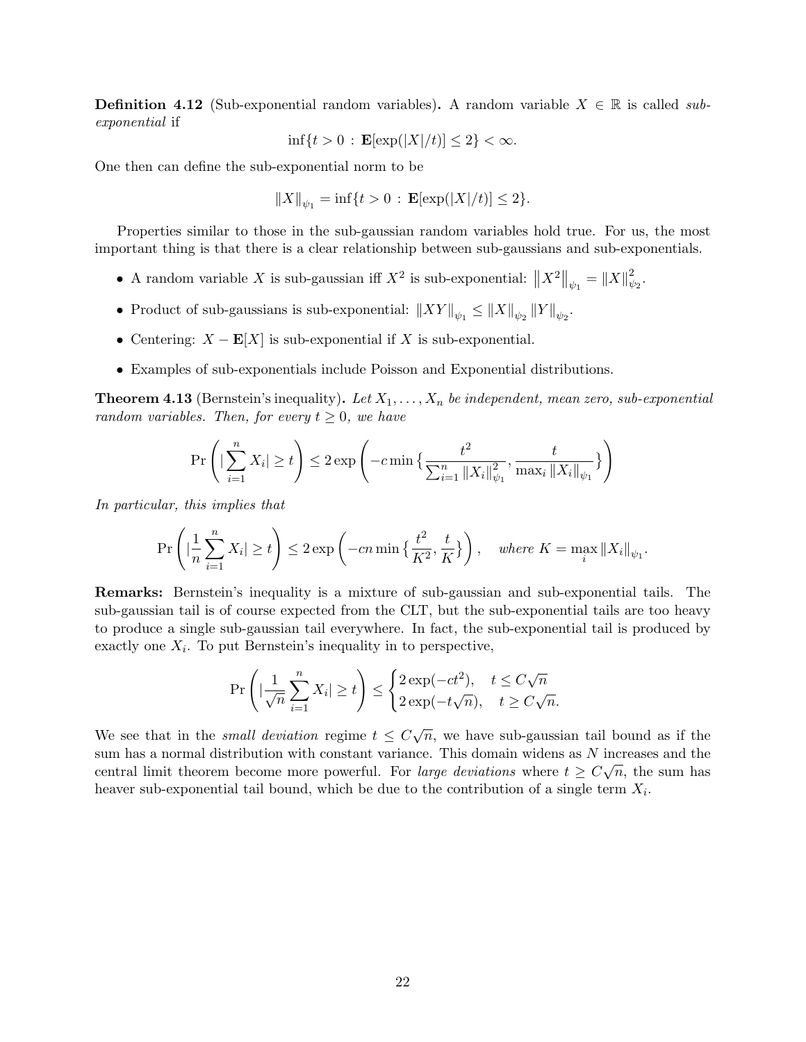**Definition 4.12** (Sub-exponential random variables)**.** A random variable $X \in \mathbb{R}$ is called *sub-exponential* if

$$\inf\{t > 0 \,:\, \mathbf{E}[\exp(|X|/t)] \leq 2\} < \infty.$$

One then can define the sub-exponential norm to be

$$\|X\|_{\psi_1} = \inf\{t > 0 \,:\, \mathbf{E}[\exp(|X|/t)] \leq 2\}.$$

Properties similar to those in the sub-gaussian random variables hold true. For us, the most important thing is that there is a clear relationship between sub-gaussians and sub-exponentials.

- A random variable $X$ is sub-gaussian iff $X^2$ is sub-exponential: $\|X^2\|_{\psi_1} = \|X\|_{\psi_2}^2$.
- Product of sub-gaussians is sub-exponential: $\|XY\|_{\psi_1} \leq \|X\|_{\psi_2} \|Y\|_{\psi_2}$.
- Centering: $X - \mathbf{E}[X]$ is sub-exponential if $X$ is sub-exponential.
- Examples of sub-exponentials include Poisson and Exponential distributions.

**Theorem 4.13** (Bernstein's inequality)**.** *Let $X_1, \ldots, X_n$ be independent, mean zero, sub-exponential random variables. Then, for every $t \geq 0$, we have*

$$\Pr\left(|\sum_{i=1}^{n} X_i| \geq t\right) \leq 2\exp\left(-c\min\big\{\frac{t^2}{\sum_{i=1}^{n}\|X_i\|_{\psi_1}^2}, \frac{t}{\max_i \|X_i\|_{\psi_1}}\big\}\right)$$

*In particular, this implies that*

$$\Pr\left(|\frac{1}{n}\sum_{i=1}^{n} X_i| \geq t\right) \leq 2\exp\left(-cn\min\big\{\frac{t^2}{K^2}, \frac{t}{K}\big\}\right), \quad \textit{where } K = \max_i \|X_i\|_{\psi_1}.$$

**Remarks:** Bernstein's inequality is a mixture of sub-gaussian and sub-exponential tails. The sub-gaussian tail is of course expected from the CLT, but the sub-exponential tails are too heavy to produce a single sub-gaussian tail everywhere. In fact, the sub-exponential tail is produced by exactly one $X_i$. To put Bernstein's inequality in to perspective,

$$\Pr\left(|\frac{1}{\sqrt{n}}\sum_{i=1}^{n} X_i| \geq t\right) \leq \begin{cases} 2\exp(-ct^2), & t \leq C\sqrt{n} \\ 2\exp(-t\sqrt{n}), & t \geq C\sqrt{n}. \end{cases}$$

We see that in the *small deviation* regime $t \leq C\sqrt{n}$, we have sub-gaussian tail bound as if the sum has a normal distribution with constant variance. This domain widens as $N$ increases and the central limit theorem become more powerful. For *large deviations* where $t \geq C\sqrt{n}$, the sum has heaver sub-exponential tail bound, which be due to the contribution of a single term $X_i$.